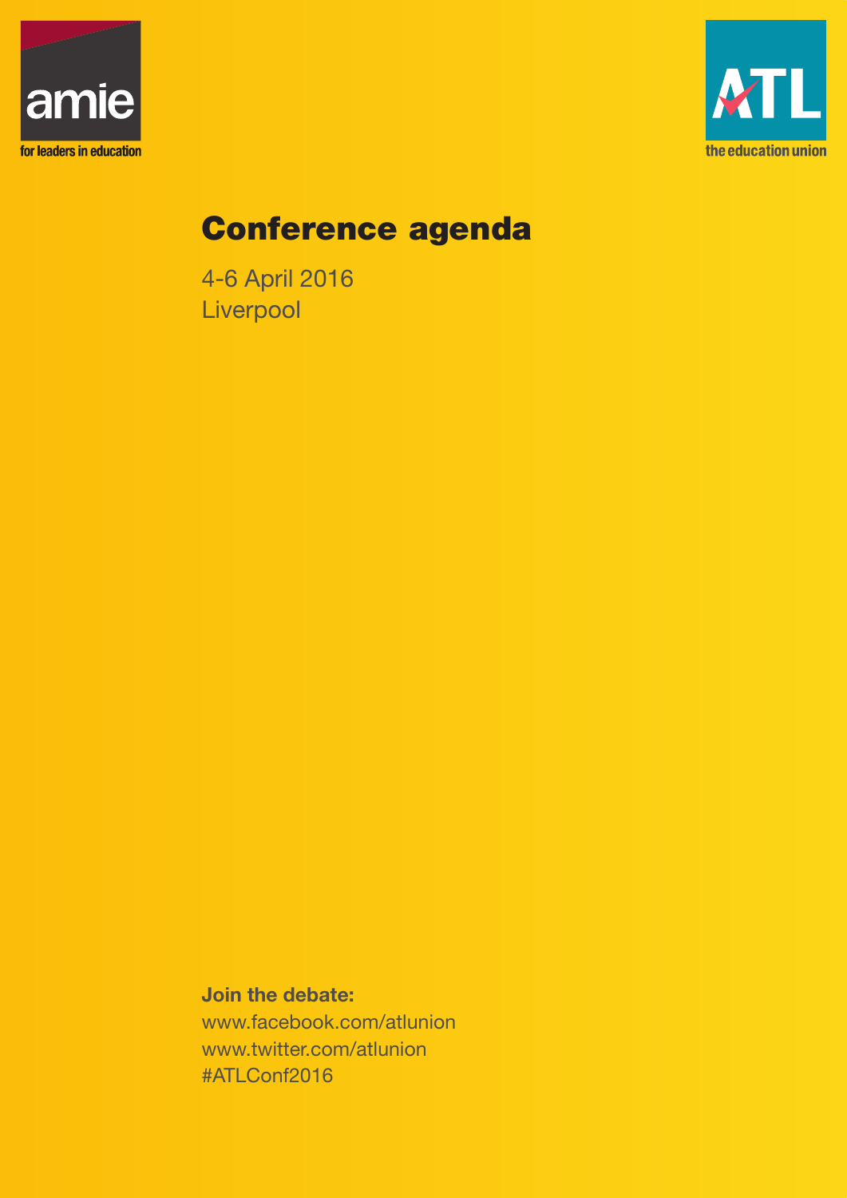amie

for leaders in education

ATL

the education union

# Conference agenda

4-6 April 2016
Liverpool

**Join the debate:**
www.facebook.com/atlunion
www.twitter.com/atlunion
#ATLConf2016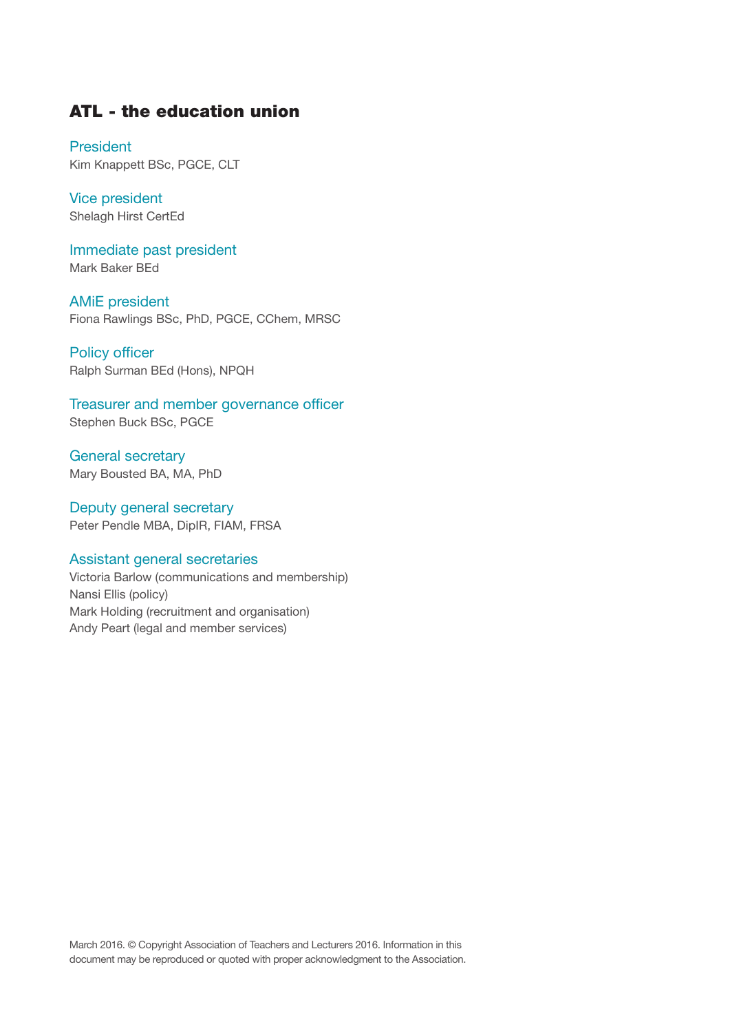## ATL - the education union

### President
Kim Knappett BSc, PGCE, CLT

### Vice president
Shelagh Hirst CertEd

### Immediate past president
Mark Baker BEd

### AMiE president
Fiona Rawlings BSc, PhD, PGCE, CChem, MRSC

### Policy officer
Ralph Surman BEd (Hons), NPQH

### Treasurer and member governance officer
Stephen Buck BSc, PGCE

### General secretary
Mary Bousted BA, MA, PhD

### Deputy general secretary
Peter Pendle MBA, DipIR, FIAM, FRSA

### Assistant general secretaries
Victoria Barlow (communications and membership)
Nansi Ellis (policy)
Mark Holding (recruitment and organisation)
Andy Peart (legal and member services)

March 2016. © Copyright Association of Teachers and Lecturers 2016. Information in this document may be reproduced or quoted with proper acknowledgment to the Association.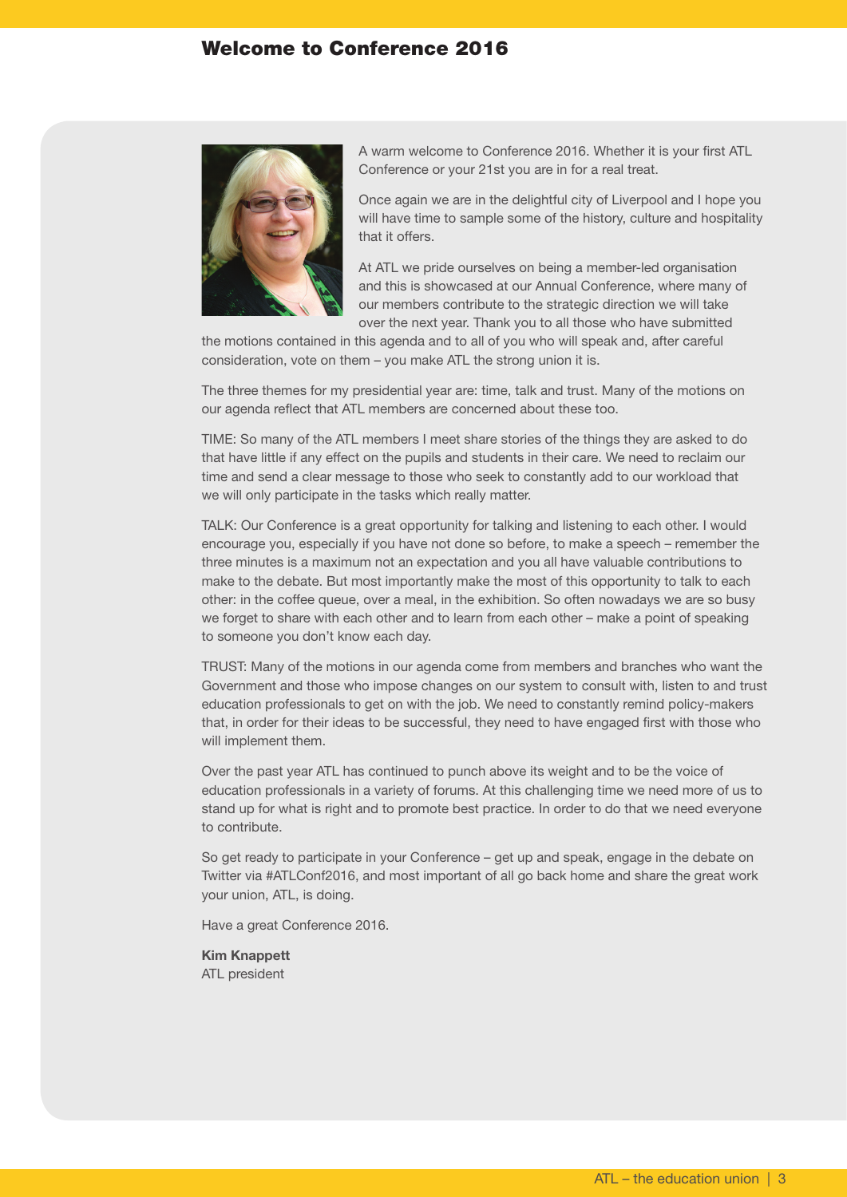# Welcome to Conference 2016

A warm welcome to Conference 2016. Whether it is your first ATL Conference or your 21st you are in for a real treat.

Once again we are in the delightful city of Liverpool and I hope you will have time to sample some of the history, culture and hospitality that it offers.

At ATL we pride ourselves on being a member-led organisation and this is showcased at our Annual Conference, where many of our members contribute to the strategic direction we will take over the next year. Thank you to all those who have submitted the motions contained in this agenda and to all of you who will speak and, after careful consideration, vote on them – you make ATL the strong union it is.

The three themes for my presidential year are: time, talk and trust. Many of the motions on our agenda reflect that ATL members are concerned about these too.

TIME: So many of the ATL members I meet share stories of the things they are asked to do that have little if any effect on the pupils and students in their care. We need to reclaim our time and send a clear message to those who seek to constantly add to our workload that we will only participate in the tasks which really matter.

TALK: Our Conference is a great opportunity for talking and listening to each other. I would encourage you, especially if you have not done so before, to make a speech – remember the three minutes is a maximum not an expectation and you all have valuable contributions to make to the debate. But most importantly make the most of this opportunity to talk to each other: in the coffee queue, over a meal, in the exhibition. So often nowadays we are so busy we forget to share with each other and to learn from each other – make a point of speaking to someone you don't know each day.

TRUST: Many of the motions in our agenda come from members and branches who want the Government and those who impose changes on our system to consult with, listen to and trust education professionals to get on with the job. We need to constantly remind policy-makers that, in order for their ideas to be successful, they need to have engaged first with those who will implement them.

Over the past year ATL has continued to punch above its weight and to be the voice of education professionals in a variety of forums. At this challenging time we need more of us to stand up for what is right and to promote best practice. In order to do that we need everyone to contribute.

So get ready to participate in your Conference – get up and speak, engage in the debate on Twitter via #ATLConf2016, and most important of all go back home and share the great work your union, ATL, is doing.

Have a great Conference 2016.

**Kim Knappett**
ATL president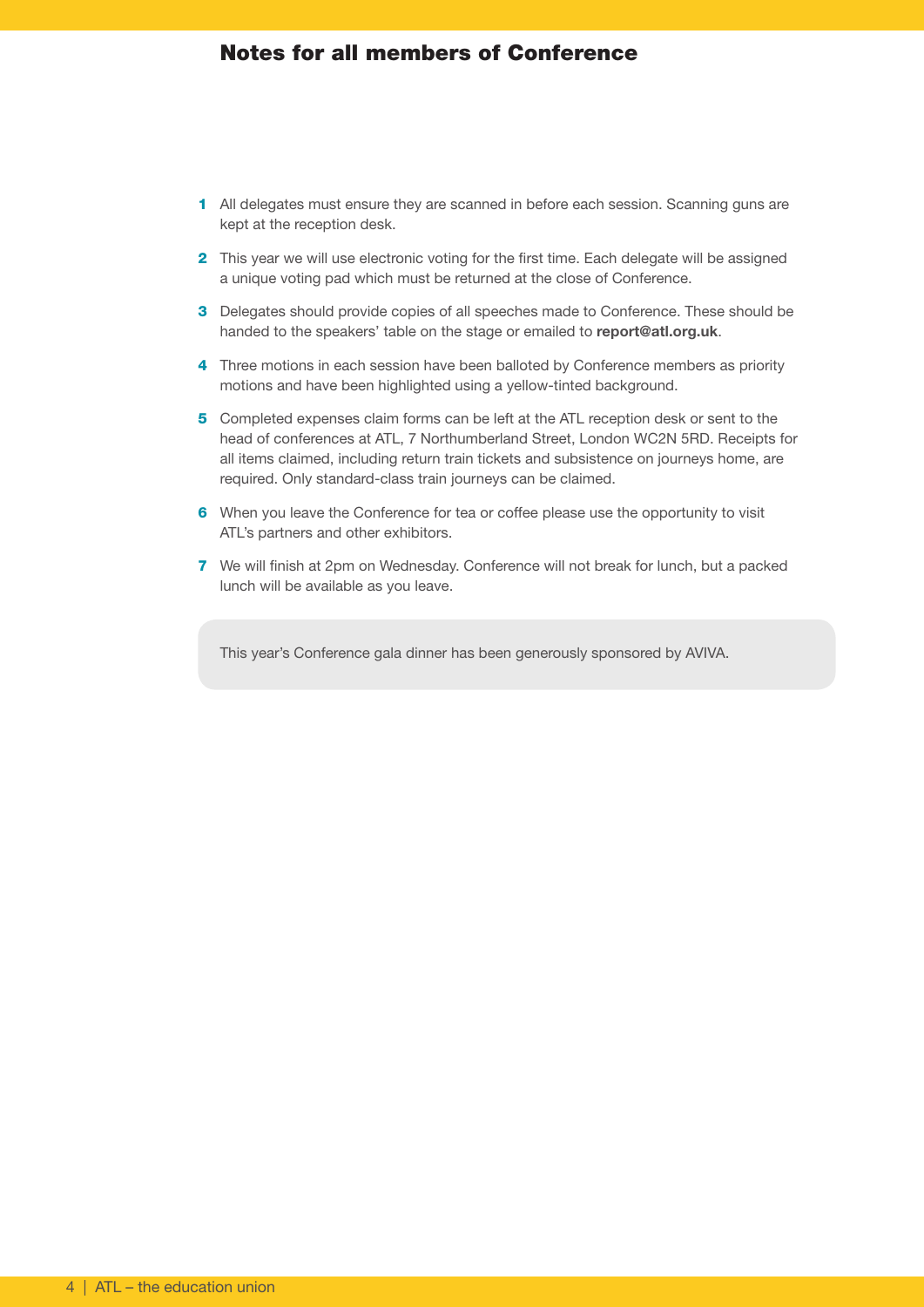## Notes for all members of Conference

1. All delegates must ensure they are scanned in before each session. Scanning guns are kept at the reception desk.
2. This year we will use electronic voting for the first time. Each delegate will be assigned a unique voting pad which must be returned at the close of Conference.
3. Delegates should provide copies of all speeches made to Conference. These should be handed to the speakers' table on the stage or emailed to **report@atl.org.uk**.
4. Three motions in each session have been balloted by Conference members as priority motions and have been highlighted using a yellow-tinted background.
5. Completed expenses claim forms can be left at the ATL reception desk or sent to the head of conferences at ATL, 7 Northumberland Street, London WC2N 5RD. Receipts for all items claimed, including return train tickets and subsistence on journeys home, are required. Only standard-class train journeys can be claimed.
6. When you leave the Conference for tea or coffee please use the opportunity to visit ATL's partners and other exhibitors.
7. We will finish at 2pm on Wednesday. Conference will not break for lunch, but a packed lunch will be available as you leave.

This year's Conference gala dinner has been generously sponsored by AVIVA.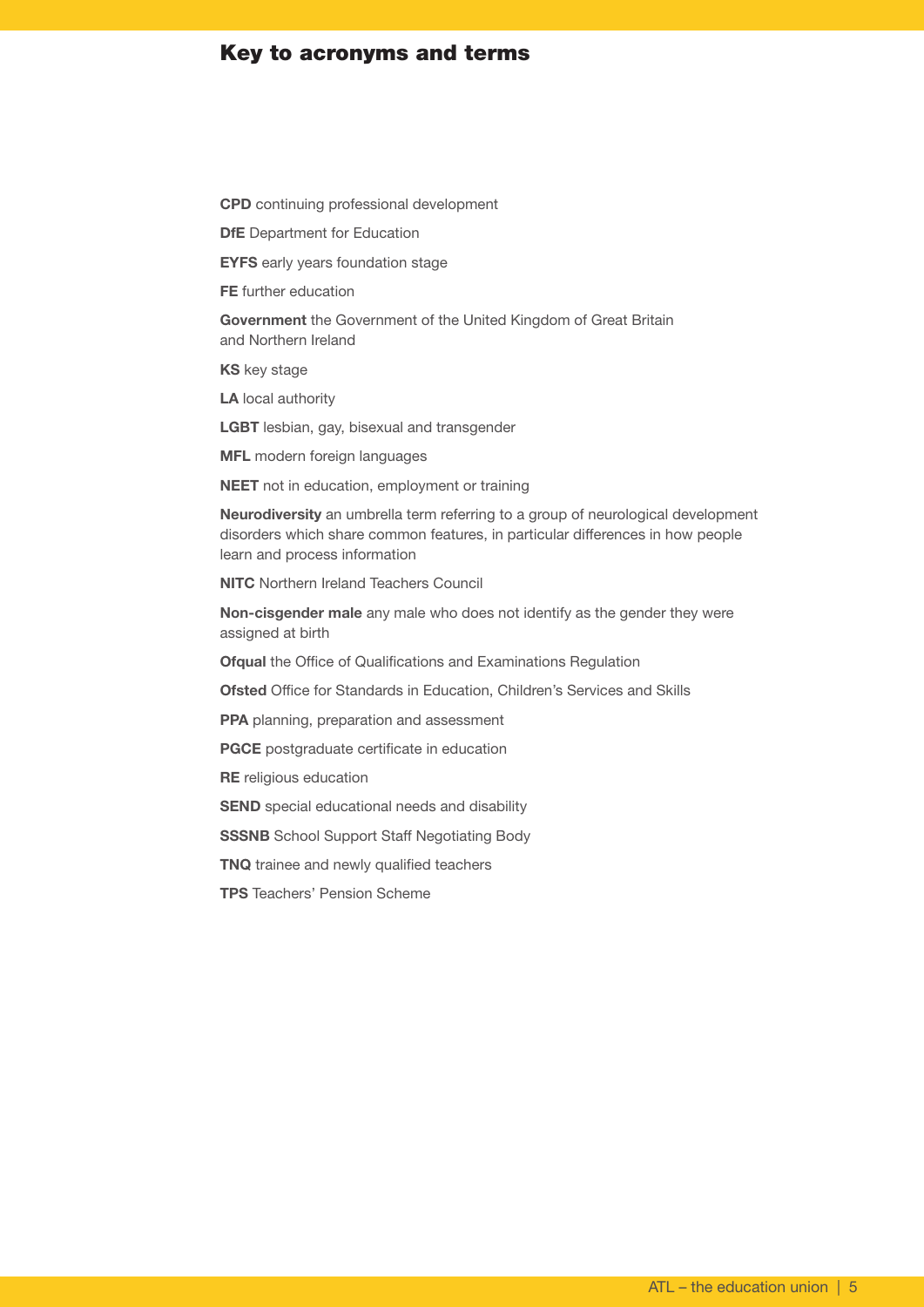## Key to acronyms and terms

**CPD** continuing professional development

**DfE** Department for Education

**EYFS** early years foundation stage

**FE** further education

**Government** the Government of the United Kingdom of Great Britain and Northern Ireland

**KS** key stage

**LA** local authority

**LGBT** lesbian, gay, bisexual and transgender

**MFL** modern foreign languages

**NEET** not in education, employment or training

**Neurodiversity** an umbrella term referring to a group of neurological development disorders which share common features, in particular differences in how people learn and process information

**NITC** Northern Ireland Teachers Council

**Non-cisgender male** any male who does not identify as the gender they were assigned at birth

**Ofqual** the Office of Qualifications and Examinations Regulation

**Ofsted** Office for Standards in Education, Children's Services and Skills

**PPA** planning, preparation and assessment

**PGCE** postgraduate certificate in education

**RE** religious education

**SEND** special educational needs and disability

**SSSNB** School Support Staff Negotiating Body

**TNQ** trainee and newly qualified teachers

**TPS** Teachers' Pension Scheme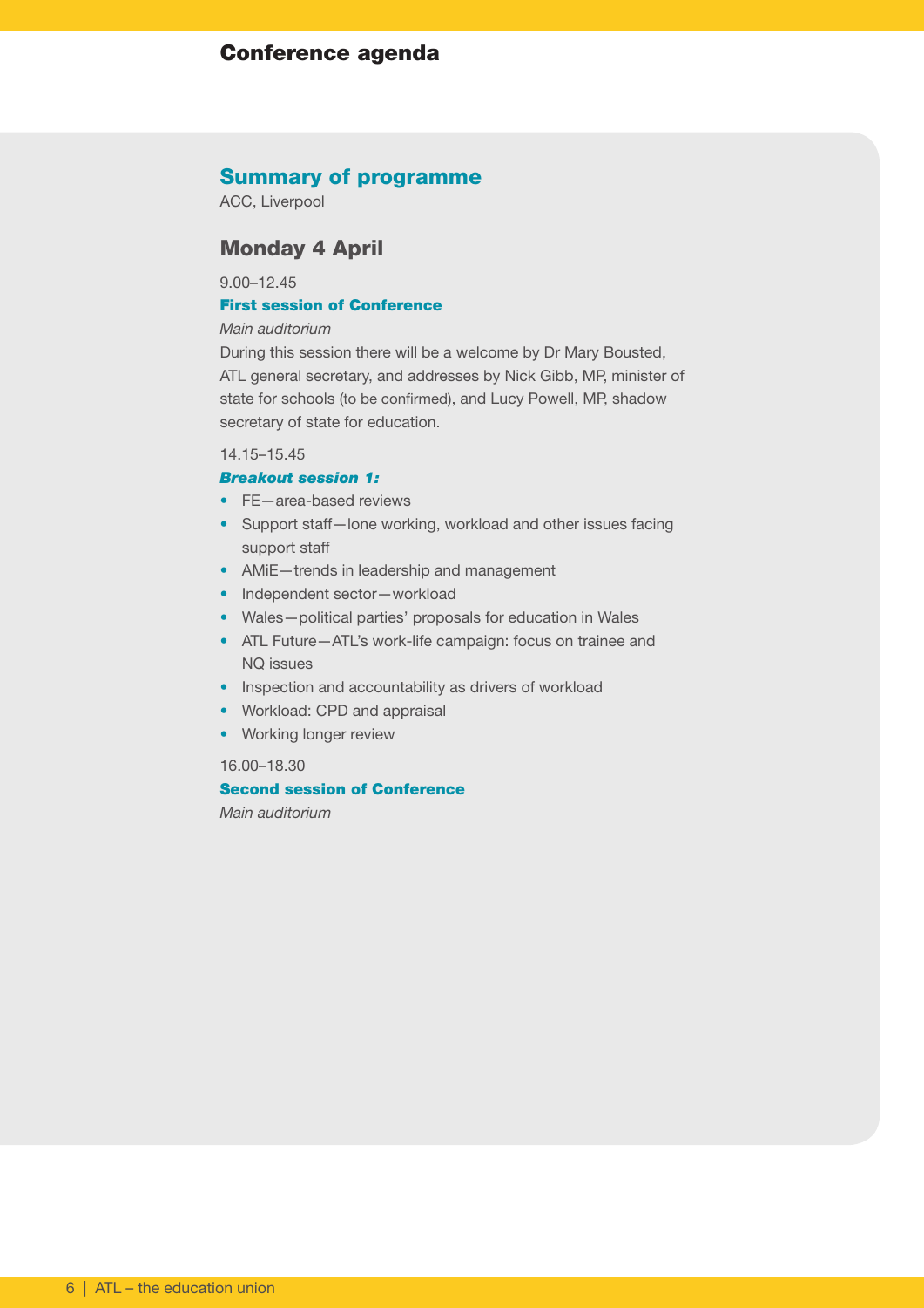# Conference agenda

## Summary of programme

ACC, Liverpool

## Monday 4 April

9.00–12.45

**First session of Conference**

*Main auditorium*

During this session there will be a welcome by Dr Mary Bousted, ATL general secretary, and addresses by Nick Gibb, MP, minister of state for schools (to be confirmed), and Lucy Powell, MP, shadow secretary of state for education.

14.15–15.45

***Breakout session 1:***

- FE—area-based reviews
- Support staff—lone working, workload and other issues facing support staff
- AMiE—trends in leadership and management
- Independent sector—workload
- Wales—political parties' proposals for education in Wales
- ATL Future—ATL's work-life campaign: focus on trainee and NQ issues
- Inspection and accountability as drivers of workload
- Workload: CPD and appraisal
- Working longer review

16.00–18.30

**Second session of Conference**

*Main auditorium*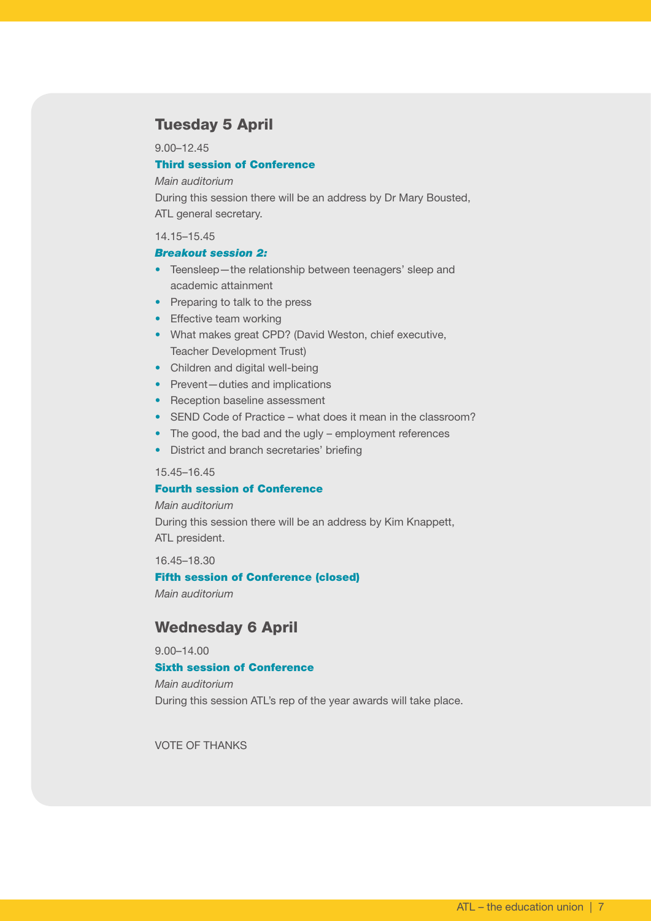## Tuesday 5 April

9.00–12.45

**Third session of Conference**

*Main auditorium*

During this session there will be an address by Dr Mary Bousted, ATL general secretary.

14.15–15.45

***Breakout session 2:***

- Teensleep—the relationship between teenagers' sleep and academic attainment
- Preparing to talk to the press
- Effective team working
- What makes great CPD? (David Weston, chief executive, Teacher Development Trust)
- Children and digital well-being
- Prevent—duties and implications
- Reception baseline assessment
- SEND Code of Practice – what does it mean in the classroom?
- The good, the bad and the ugly – employment references
- District and branch secretaries' briefing

15.45–16.45

**Fourth session of Conference**

*Main auditorium*

During this session there will be an address by Kim Knappett, ATL president.

16.45–18.30

**Fifth session of Conference (closed)**

*Main auditorium*

## Wednesday 6 April

9.00–14.00

**Sixth session of Conference**

*Main auditorium*

During this session ATL's rep of the year awards will take place.

VOTE OF THANKS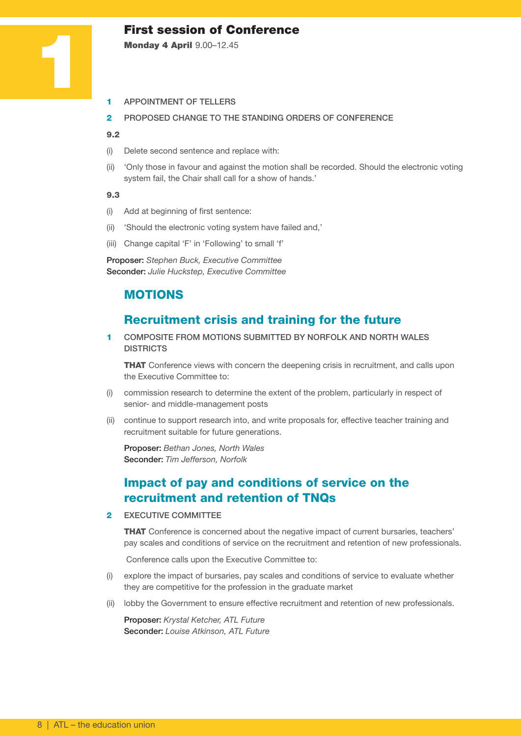# 1 First session of Conference

**Monday 4 April** 9.00–12.45

**1** APPOINTMENT OF TELLERS

**2** PROPOSED CHANGE TO THE STANDING ORDERS OF CONFERENCE

**9.2**

(i) Delete second sentence and replace with:

(ii) 'Only those in favour and against the motion shall be recorded. Should the electronic voting system fail, the Chair shall call for a show of hands.'

**9.3**

(i) Add at beginning of first sentence:

(ii) 'Should the electronic voting system have failed and,'

(iii) Change capital 'F' in 'Following' to small 'f'

**Proposer:** *Stephen Buck, Executive Committee*
**Seconder:** *Julie Huckstep, Executive Committee*

## MOTIONS

### Recruitment crisis and training for the future

**1** COMPOSITE FROM MOTIONS SUBMITTED BY NORFOLK AND NORTH WALES DISTRICTS

**THAT** Conference views with concern the deepening crisis in recruitment, and calls upon the Executive Committee to:

(i) commission research to determine the extent of the problem, particularly in respect of senior- and middle-management posts

(ii) continue to support research into, and write proposals for, effective teacher training and recruitment suitable for future generations.

**Proposer:** *Bethan Jones, North Wales*
**Seconder:** *Tim Jefferson, Norfolk*

### Impact of pay and conditions of service on the recruitment and retention of TNQs

**2** EXECUTIVE COMMITTEE

**THAT** Conference is concerned about the negative impact of current bursaries, teachers' pay scales and conditions of service on the recruitment and retention of new professionals.

Conference calls upon the Executive Committee to:

(i) explore the impact of bursaries, pay scales and conditions of service to evaluate whether they are competitive for the profession in the graduate market

(ii) lobby the Government to ensure effective recruitment and retention of new professionals.

**Proposer:** *Krystal Ketcher, ATL Future*
**Seconder:** *Louise Atkinson, ATL Future*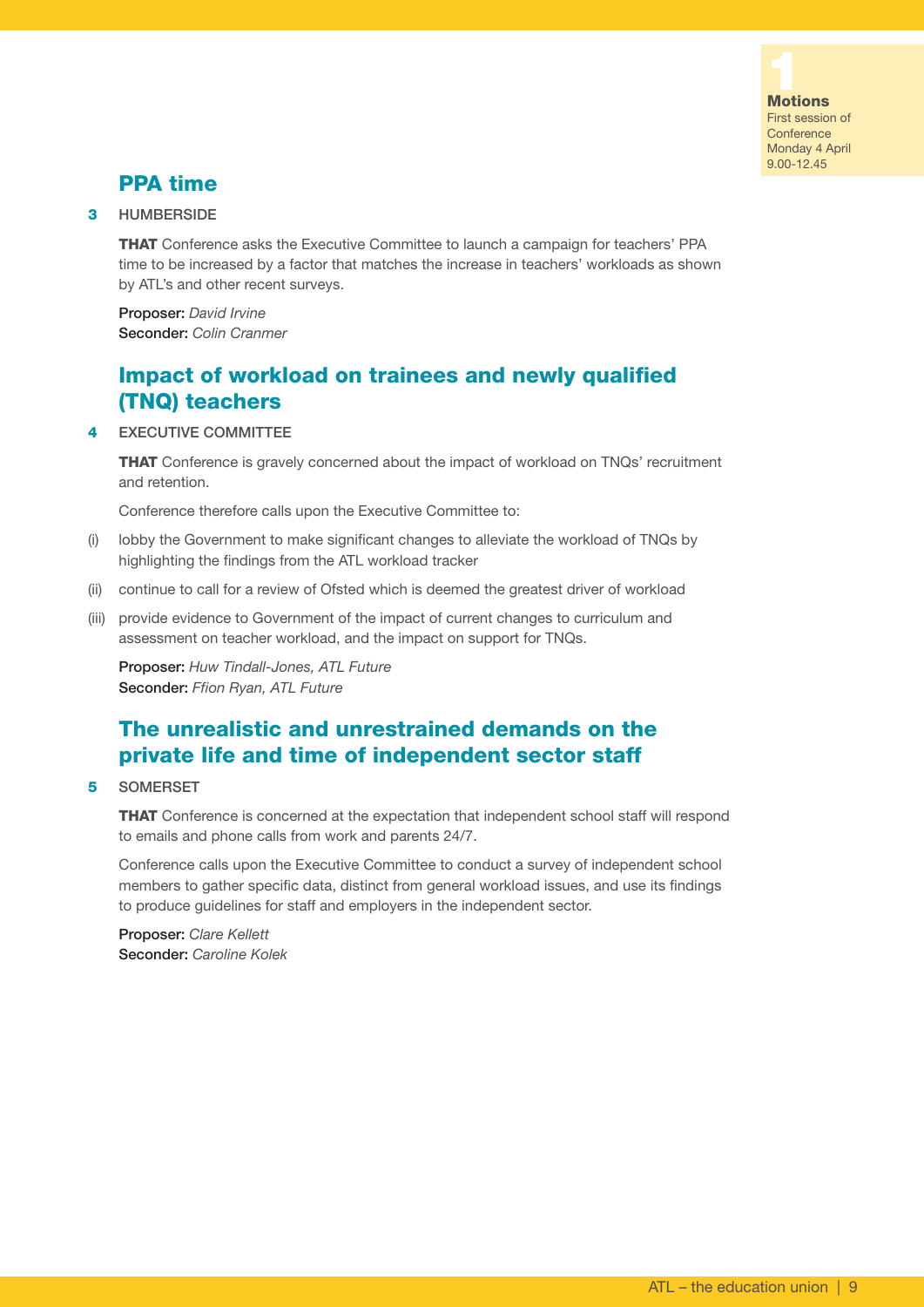## PPA time

**3** HUMBERSIDE

**THAT** Conference asks the Executive Committee to launch a campaign for teachers' PPA time to be increased by a factor that matches the increase in teachers' workloads as shown by ATL's and other recent surveys.

**Proposer:** *David Irvine*
**Seconder:** *Colin Cranmer*

## Impact of workload on trainees and newly qualified (TNQ) teachers

**4** EXECUTIVE COMMITTEE

**THAT** Conference is gravely concerned about the impact of workload on TNQs' recruitment and retention.

Conference therefore calls upon the Executive Committee to:

(i) lobby the Government to make significant changes to alleviate the workload of TNQs by highlighting the findings from the ATL workload tracker

(ii) continue to call for a review of Ofsted which is deemed the greatest driver of workload

(iii) provide evidence to Government of the impact of current changes to curriculum and assessment on teacher workload, and the impact on support for TNQs.

**Proposer:** *Huw Tindall-Jones, ATL Future*
**Seconder:** *Ffion Ryan, ATL Future*

## The unrealistic and unrestrained demands on the private life and time of independent sector staff

**5** SOMERSET

**THAT** Conference is concerned at the expectation that independent school staff will respond to emails and phone calls from work and parents 24/7.

Conference calls upon the Executive Committee to conduct a survey of independent school members to gather specific data, distinct from general workload issues, and use its findings to produce guidelines for staff and employers in the independent sector.

**Proposer:** *Clare Kellett*
**Seconder:** *Caroline Kolek*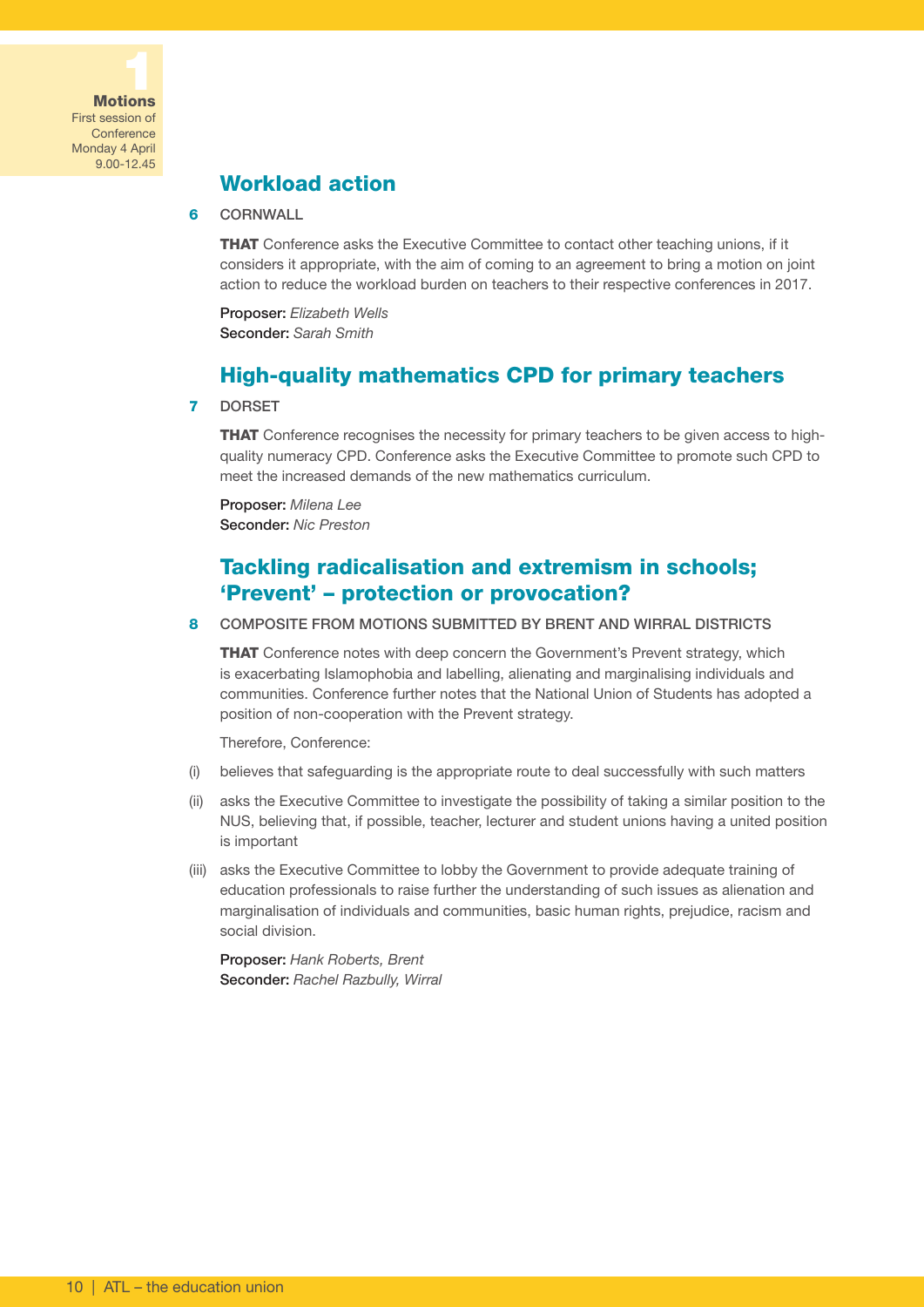1
**Motions**
First session of Conference
Monday 4 April
9.00-12.45

## Workload action

**6** CORNWALL

**THAT** Conference asks the Executive Committee to contact other teaching unions, if it considers it appropriate, with the aim of coming to an agreement to bring a motion on joint action to reduce the workload burden on teachers to their respective conferences in 2017.

**Proposer:** *Elizabeth Wells*
**Seconder:** *Sarah Smith*

## High-quality mathematics CPD for primary teachers

**7** DORSET

**THAT** Conference recognises the necessity for primary teachers to be given access to high-quality numeracy CPD. Conference asks the Executive Committee to promote such CPD to meet the increased demands of the new mathematics curriculum.

**Proposer:** *Milena Lee*
**Seconder:** *Nic Preston*

## Tackling radicalisation and extremism in schools; 'Prevent' – protection or provocation?

**8** COMPOSITE FROM MOTIONS SUBMITTED BY BRENT AND WIRRAL DISTRICTS

**THAT** Conference notes with deep concern the Government's Prevent strategy, which is exacerbating Islamophobia and labelling, alienating and marginalising individuals and communities. Conference further notes that the National Union of Students has adopted a position of non-cooperation with the Prevent strategy.

Therefore, Conference:

(i) believes that safeguarding is the appropriate route to deal successfully with such matters

(ii) asks the Executive Committee to investigate the possibility of taking a similar position to the NUS, believing that, if possible, teacher, lecturer and student unions having a united position is important

(iii) asks the Executive Committee to lobby the Government to provide adequate training of education professionals to raise further the understanding of such issues as alienation and marginalisation of individuals and communities, basic human rights, prejudice, racism and social division.

**Proposer:** *Hank Roberts, Brent*
**Seconder:** *Rachel Razbully, Wirral*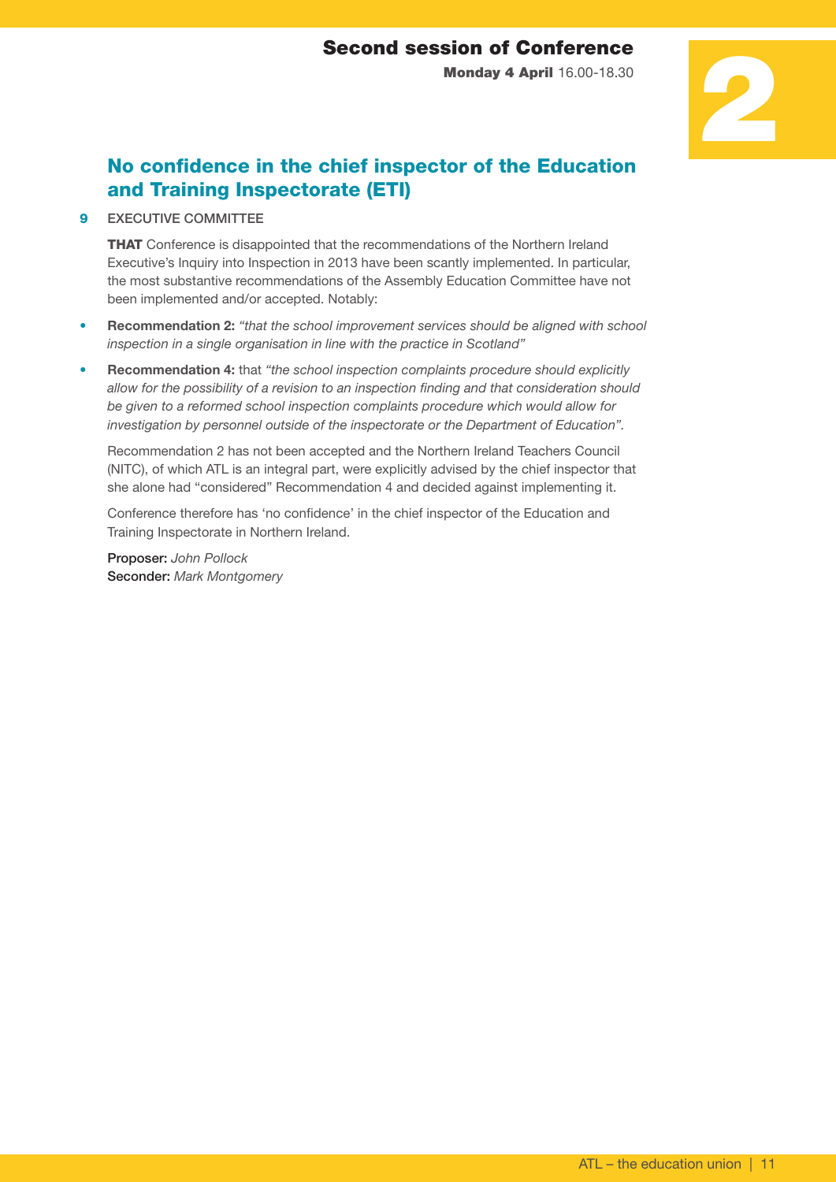## Second session of Conference

**Monday 4 April** 16.00-18.30

# 2

## No confidence in the chief inspector of the Education and Training Inspectorate (ETI)

**9** EXECUTIVE COMMITTEE

**THAT** Conference is disappointed that the recommendations of the Northern Ireland Executive's Inquiry into Inspection in 2013 have been scantly implemented. In particular, the most substantive recommendations of the Assembly Education Committee have not been implemented and/or accepted. Notably:

- **Recommendation 2:** *"that the school improvement services should be aligned with school inspection in a single organisation in line with the practice in Scotland"*
- **Recommendation 4:** that *"the school inspection complaints procedure should explicitly allow for the possibility of a revision to an inspection finding and that consideration should be given to a reformed school inspection complaints procedure which would allow for investigation by personnel outside of the inspectorate or the Department of Education"*.

Recommendation 2 has not been accepted and the Northern Ireland Teachers Council (NITC), of which ATL is an integral part, were explicitly advised by the chief inspector that she alone had "considered" Recommendation 4 and decided against implementing it.

Conference therefore has 'no confidence' in the chief inspector of the Education and Training Inspectorate in Northern Ireland.

**Proposer:** *John Pollock*
**Seconder:** *Mark Montgomery*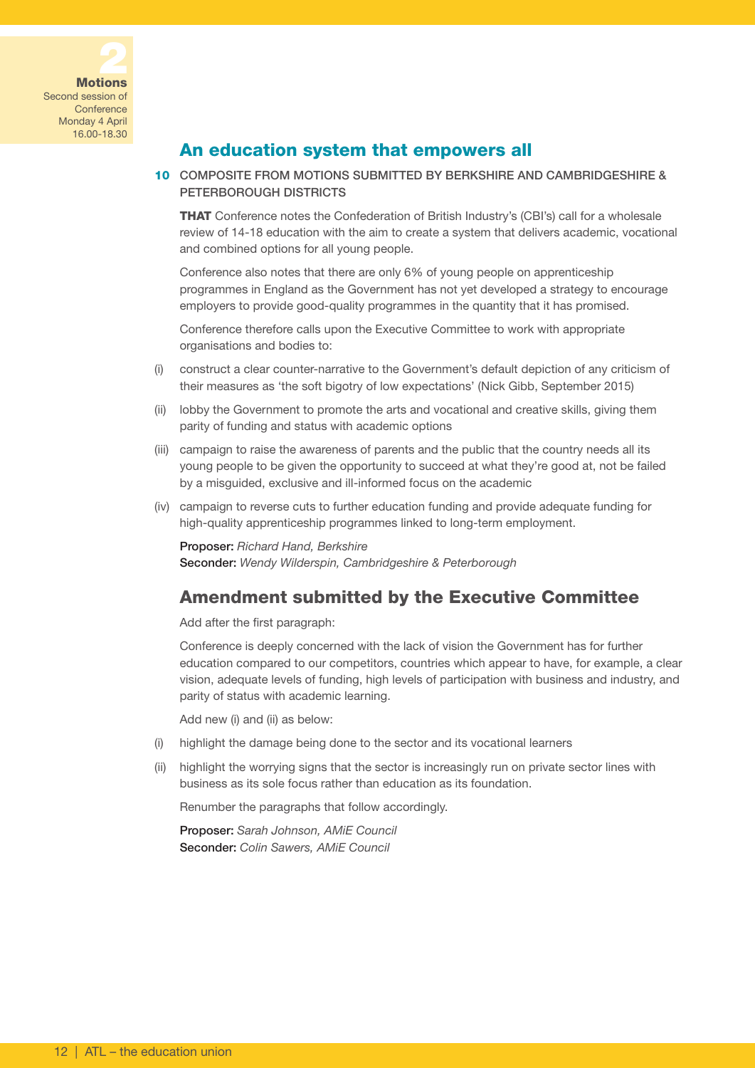2

**Motions**
Second session of Conference
Monday 4 April
16.00-18.30

## An education system that empowers all

**10** COMPOSITE FROM MOTIONS SUBMITTED BY BERKSHIRE AND CAMBRIDGESHIRE & PETERBOROUGH DISTRICTS

**THAT** Conference notes the Confederation of British Industry's (CBI's) call for a wholesale review of 14-18 education with the aim to create a system that delivers academic, vocational and combined options for all young people.

Conference also notes that there are only 6% of young people on apprenticeship programmes in England as the Government has not yet developed a strategy to encourage employers to provide good-quality programmes in the quantity that it has promised.

Conference therefore calls upon the Executive Committee to work with appropriate organisations and bodies to:

(i) construct a clear counter-narrative to the Government's default depiction of any criticism of their measures as 'the soft bigotry of low expectations' (Nick Gibb, September 2015)

(ii) lobby the Government to promote the arts and vocational and creative skills, giving them parity of funding and status with academic options

(iii) campaign to raise the awareness of parents and the public that the country needs all its young people to be given the opportunity to succeed at what they're good at, not be failed by a misguided, exclusive and ill-informed focus on the academic

(iv) campaign to reverse cuts to further education funding and provide adequate funding for high-quality apprenticeship programmes linked to long-term employment.

**Proposer:** *Richard Hand, Berkshire*
**Seconder:** *Wendy Wilderspin, Cambridgeshire & Peterborough*

## Amendment submitted by the Executive Committee

Add after the first paragraph:

Conference is deeply concerned with the lack of vision the Government has for further education compared to our competitors, countries which appear to have, for example, a clear vision, adequate levels of funding, high levels of participation with business and industry, and parity of status with academic learning.

Add new (i) and (ii) as below:

(i) highlight the damage being done to the sector and its vocational learners

(ii) highlight the worrying signs that the sector is increasingly run on private sector lines with business as its sole focus rather than education as its foundation.

Renumber the paragraphs that follow accordingly.

**Proposer:** *Sarah Johnson, AMiE Council*
**Seconder:** *Colin Sawers, AMiE Council*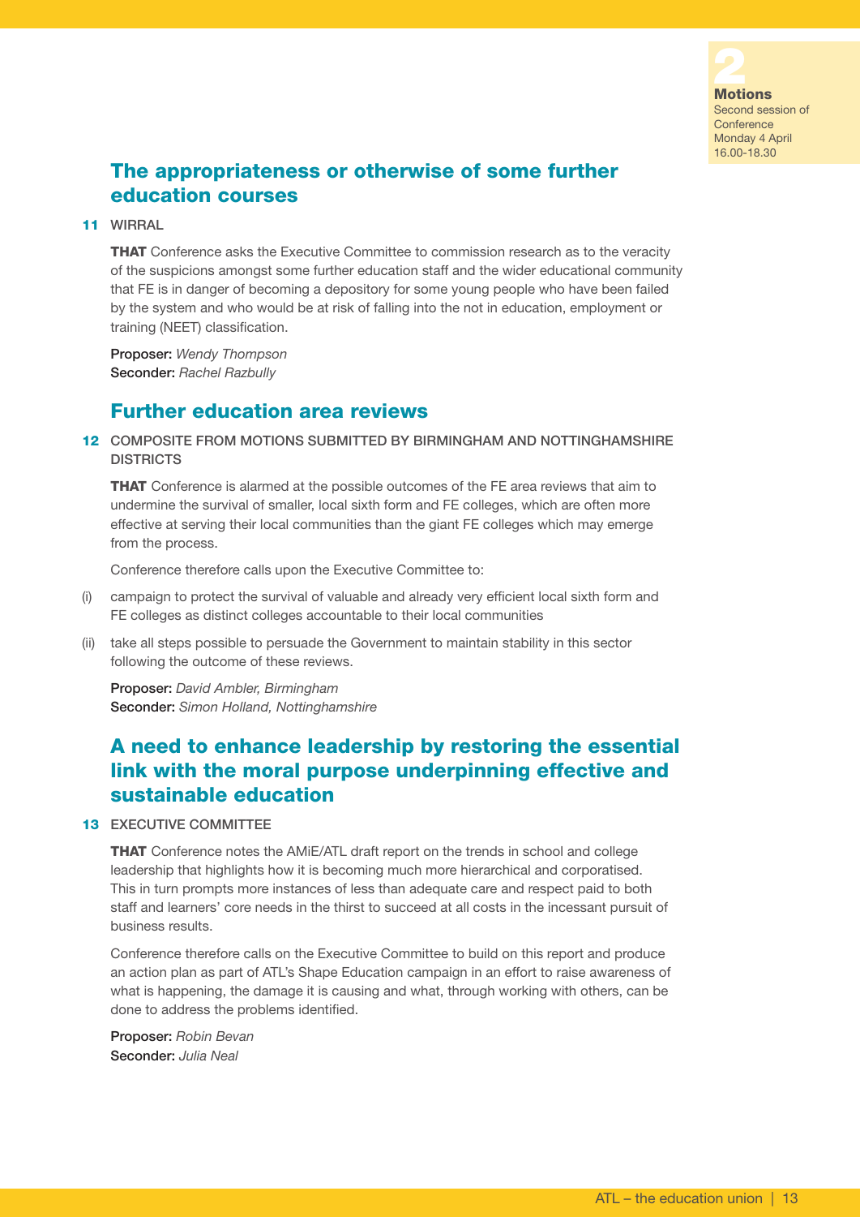## The appropriateness or otherwise of some further education courses

**11** WIRRAL

**THAT** Conference asks the Executive Committee to commission research as to the veracity of the suspicions amongst some further education staff and the wider educational community that FE is in danger of becoming a depository for some young people who have been failed by the system and who would be at risk of falling into the not in education, employment or training (NEET) classification.

**Proposer:** *Wendy Thompson*
**Seconder:** *Rachel Razbully*

## Further education area reviews

**12** COMPOSITE FROM MOTIONS SUBMITTED BY BIRMINGHAM AND NOTTINGHAMSHIRE DISTRICTS

**THAT** Conference is alarmed at the possible outcomes of the FE area reviews that aim to undermine the survival of smaller, local sixth form and FE colleges, which are often more effective at serving their local communities than the giant FE colleges which may emerge from the process.

Conference therefore calls upon the Executive Committee to:

(i) campaign to protect the survival of valuable and already very efficient local sixth form and FE colleges as distinct colleges accountable to their local communities

(ii) take all steps possible to persuade the Government to maintain stability in this sector following the outcome of these reviews.

**Proposer:** *David Ambler, Birmingham*
**Seconder:** *Simon Holland, Nottinghamshire*

## A need to enhance leadership by restoring the essential link with the moral purpose underpinning effective and sustainable education

**13** EXECUTIVE COMMITTEE

**THAT** Conference notes the AMiE/ATL draft report on the trends in school and college leadership that highlights how it is becoming much more hierarchical and corporatised. This in turn prompts more instances of less than adequate care and respect paid to both staff and learners' core needs in the thirst to succeed at all costs in the incessant pursuit of business results.

Conference therefore calls on the Executive Committee to build on this report and produce an action plan as part of ATL's Shape Education campaign in an effort to raise awareness of what is happening, the damage it is causing and what, through working with others, can be done to address the problems identified.

**Proposer:** *Robin Bevan*
**Seconder:** *Julia Neal*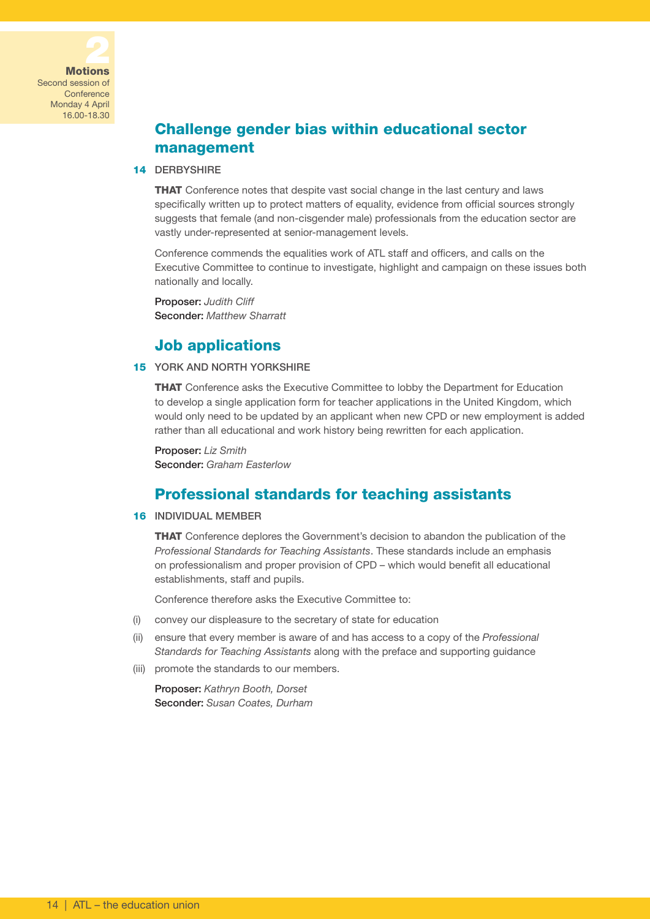## Challenge gender bias within educational sector management

**14** DERBYSHIRE

**THAT** Conference notes that despite vast social change in the last century and laws specifically written up to protect matters of equality, evidence from official sources strongly suggests that female (and non-cisgender male) professionals from the education sector are vastly under-represented at senior-management levels.

Conference commends the equalities work of ATL staff and officers, and calls on the Executive Committee to continue to investigate, highlight and campaign on these issues both nationally and locally.

**Proposer:** *Judith Cliff*
**Seconder:** *Matthew Sharratt*

## Job applications

**15** YORK AND NORTH YORKSHIRE

**THAT** Conference asks the Executive Committee to lobby the Department for Education to develop a single application form for teacher applications in the United Kingdom, which would only need to be updated by an applicant when new CPD or new employment is added rather than all educational and work history being rewritten for each application.

**Proposer:** *Liz Smith*
**Seconder:** *Graham Easterlow*

## Professional standards for teaching assistants

**16** INDIVIDUAL MEMBER

**THAT** Conference deplores the Government's decision to abandon the publication of the *Professional Standards for Teaching Assistants*. These standards include an emphasis on professionalism and proper provision of CPD – which would benefit all educational establishments, staff and pupils.

Conference therefore asks the Executive Committee to:

(i) convey our displeasure to the secretary of state for education

(ii) ensure that every member is aware of and has access to a copy of the *Professional Standards for Teaching Assistants* along with the preface and supporting guidance

(iii) promote the standards to our members.

**Proposer:** *Kathryn Booth, Dorset*
**Seconder:** *Susan Coates, Durham*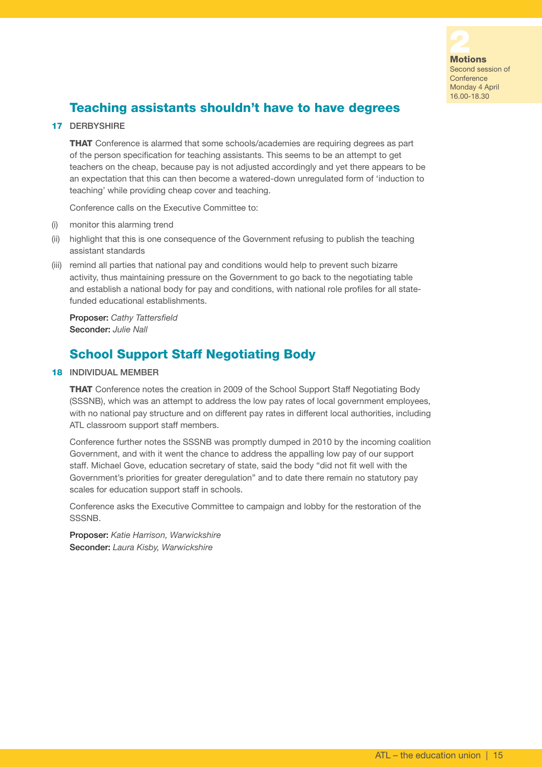## Teaching assistants shouldn't have to have degrees

**17** DERBYSHIRE

**THAT** Conference is alarmed that some schools/academies are requiring degrees as part of the person specification for teaching assistants. This seems to be an attempt to get teachers on the cheap, because pay is not adjusted accordingly and yet there appears to be an expectation that this can then become a watered-down unregulated form of 'induction to teaching' while providing cheap cover and teaching.

Conference calls on the Executive Committee to:

(i) monitor this alarming trend

(ii) highlight that this is one consequence of the Government refusing to publish the teaching assistant standards

(iii) remind all parties that national pay and conditions would help to prevent such bizarre activity, thus maintaining pressure on the Government to go back to the negotiating table and establish a national body for pay and conditions, with national role profiles for all state-funded educational establishments.

**Proposer:** *Cathy Tattersfield*
**Seconder:** *Julie Nall*

## School Support Staff Negotiating Body

**18** INDIVIDUAL MEMBER

**THAT** Conference notes the creation in 2009 of the School Support Staff Negotiating Body (SSSNB), which was an attempt to address the low pay rates of local government employees, with no national pay structure and on different pay rates in different local authorities, including ATL classroom support staff members.

Conference further notes the SSSNB was promptly dumped in 2010 by the incoming coalition Government, and with it went the chance to address the appalling low pay of our support staff. Michael Gove, education secretary of state, said the body "did not fit well with the Government's priorities for greater deregulation" and to date there remain no statutory pay scales for education support staff in schools.

Conference asks the Executive Committee to campaign and lobby for the restoration of the SSSNB.

**Proposer:** *Katie Harrison, Warwickshire*
**Seconder:** *Laura Kisby, Warwickshire*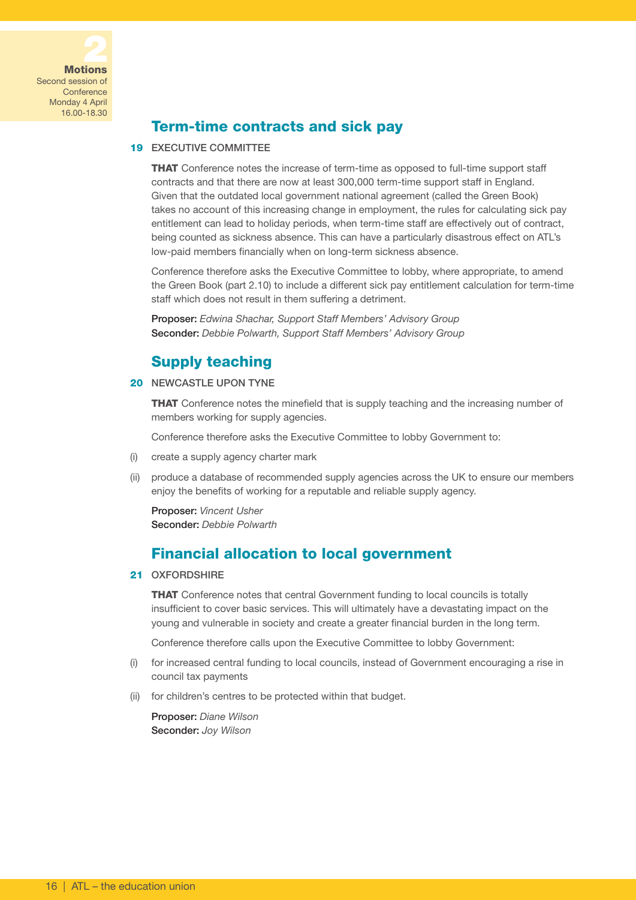**2**
**Motions**
Second session of Conference
Monday 4 April
16.00-18.30

## Term-time contracts and sick pay

**19** EXECUTIVE COMMITTEE

**THAT** Conference notes the increase of term-time as opposed to full-time support staff contracts and that there are now at least 300,000 term-time support staff in England. Given that the outdated local government national agreement (called the Green Book) takes no account of this increasing change in employment, the rules for calculating sick pay entitlement can lead to holiday periods, when term-time staff are effectively out of contract, being counted as sickness absence. This can have a particularly disastrous effect on ATL's low-paid members financially when on long-term sickness absence.

Conference therefore asks the Executive Committee to lobby, where appropriate, to amend the Green Book (part 2.10) to include a different sick pay entitlement calculation for term-time staff which does not result in them suffering a detriment.

**Proposer:** *Edwina Shachar, Support Staff Members' Advisory Group*
**Seconder:** *Debbie Polwarth, Support Staff Members' Advisory Group*

## Supply teaching

**20** NEWCASTLE UPON TYNE

**THAT** Conference notes the minefield that is supply teaching and the increasing number of members working for supply agencies.

Conference therefore asks the Executive Committee to lobby Government to:

(i) create a supply agency charter mark

(ii) produce a database of recommended supply agencies across the UK to ensure our members enjoy the benefits of working for a reputable and reliable supply agency.

**Proposer:** *Vincent Usher*
**Seconder:** *Debbie Polwarth*

## Financial allocation to local government

**21** OXFORDSHIRE

**THAT** Conference notes that central Government funding to local councils is totally insufficient to cover basic services. This will ultimately have a devastating impact on the young and vulnerable in society and create a greater financial burden in the long term.

Conference therefore calls upon the Executive Committee to lobby Government:

(i) for increased central funding to local councils, instead of Government encouraging a rise in council tax payments

(ii) for children's centres to be protected within that budget.

**Proposer:** *Diane Wilson*
**Seconder:** *Joy Wilson*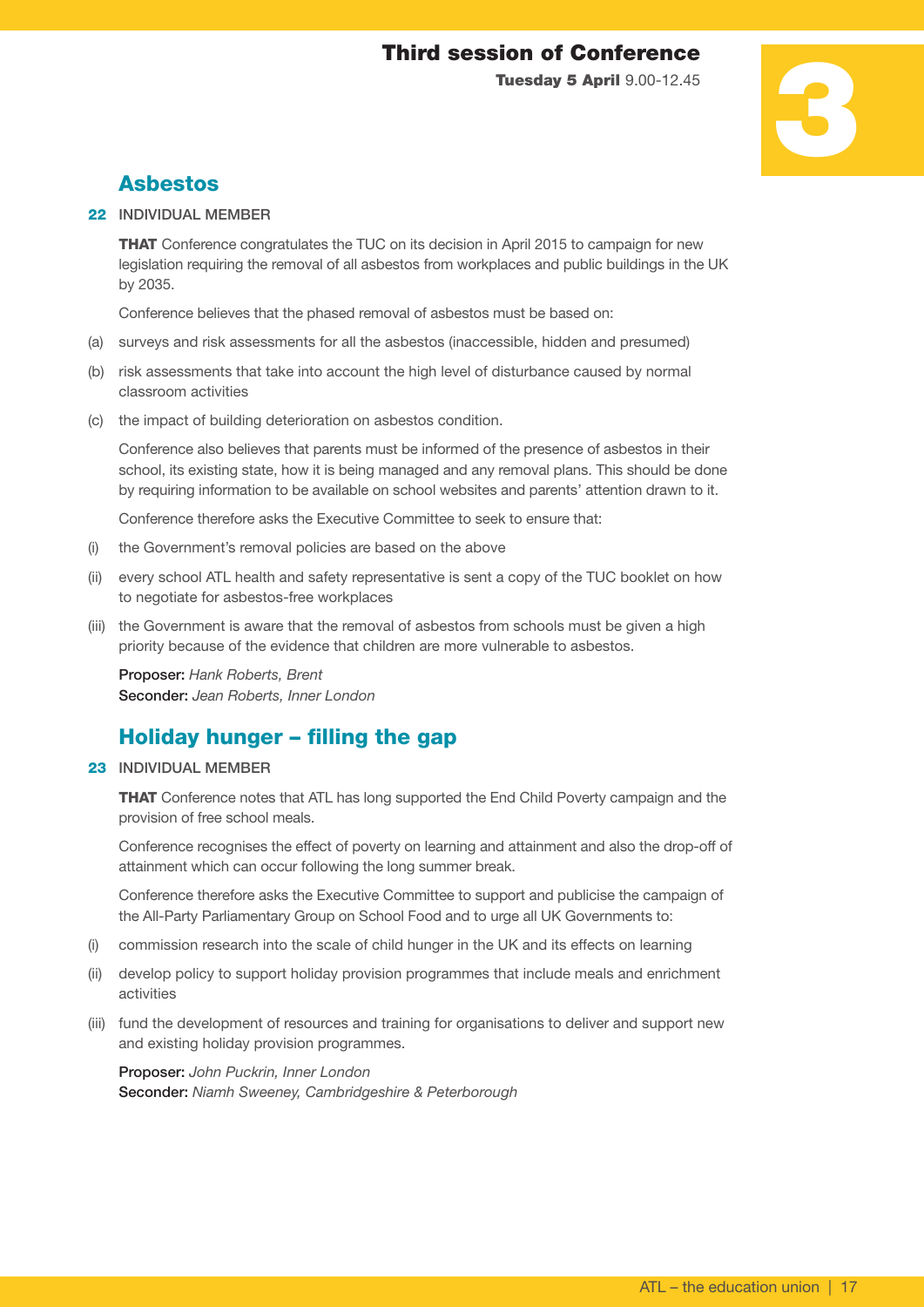# Third session of Conference

**Tuesday 5 April** 9.00-12.45

## Asbestos

**22** INDIVIDUAL MEMBER

**THAT** Conference congratulates the TUC on its decision in April 2015 to campaign for new legislation requiring the removal of all asbestos from workplaces and public buildings in the UK by 2035.

Conference believes that the phased removal of asbestos must be based on:

(a) surveys and risk assessments for all the asbestos (inaccessible, hidden and presumed)

(b) risk assessments that take into account the high level of disturbance caused by normal classroom activities

(c) the impact of building deterioration on asbestos condition.

Conference also believes that parents must be informed of the presence of asbestos in their school, its existing state, how it is being managed and any removal plans. This should be done by requiring information to be available on school websites and parents' attention drawn to it.

Conference therefore asks the Executive Committee to seek to ensure that:

(i) the Government's removal policies are based on the above

(ii) every school ATL health and safety representative is sent a copy of the TUC booklet on how to negotiate for asbestos-free workplaces

(iii) the Government is aware that the removal of asbestos from schools must be given a high priority because of the evidence that children are more vulnerable to asbestos.

**Proposer:** *Hank Roberts, Brent*
**Seconder:** *Jean Roberts, Inner London*

## Holiday hunger – filling the gap

**23** INDIVIDUAL MEMBER

**THAT** Conference notes that ATL has long supported the End Child Poverty campaign and the provision of free school meals.

Conference recognises the effect of poverty on learning and attainment and also the drop-off of attainment which can occur following the long summer break.

Conference therefore asks the Executive Committee to support and publicise the campaign of the All-Party Parliamentary Group on School Food and to urge all UK Governments to:

(i) commission research into the scale of child hunger in the UK and its effects on learning

(ii) develop policy to support holiday provision programmes that include meals and enrichment activities

(iii) fund the development of resources and training for organisations to deliver and support new and existing holiday provision programmes.

**Proposer:** *John Puckrin, Inner London*
**Seconder:** *Niamh Sweeney, Cambridgeshire & Peterborough*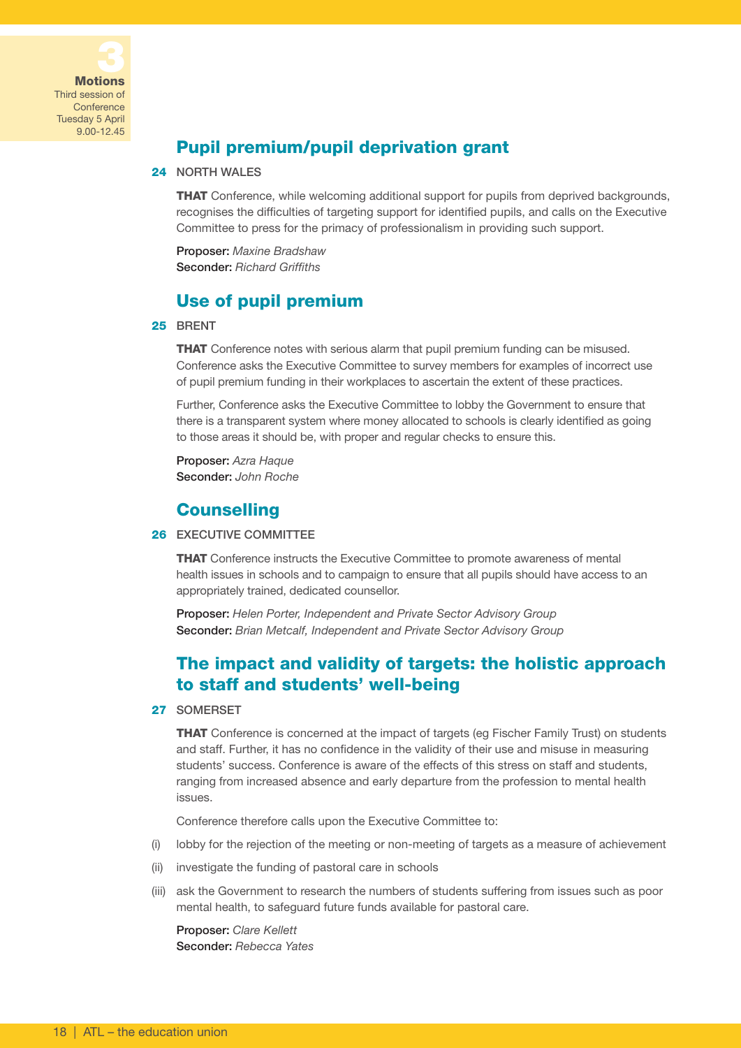## Pupil premium/pupil deprivation grant

**24** NORTH WALES

**THAT** Conference, while welcoming additional support for pupils from deprived backgrounds, recognises the difficulties of targeting support for identified pupils, and calls on the Executive Committee to press for the primacy of professionalism in providing such support.

**Proposer:** *Maxine Bradshaw*
**Seconder:** *Richard Griffiths*

## Use of pupil premium

**25** BRENT

**THAT** Conference notes with serious alarm that pupil premium funding can be misused. Conference asks the Executive Committee to survey members for examples of incorrect use of pupil premium funding in their workplaces to ascertain the extent of these practices.

Further, Conference asks the Executive Committee to lobby the Government to ensure that there is a transparent system where money allocated to schools is clearly identified as going to those areas it should be, with proper and regular checks to ensure this.

**Proposer:** *Azra Haque*
**Seconder:** *John Roche*

## Counselling

**26** EXECUTIVE COMMITTEE

**THAT** Conference instructs the Executive Committee to promote awareness of mental health issues in schools and to campaign to ensure that all pupils should have access to an appropriately trained, dedicated counsellor.

**Proposer:** *Helen Porter, Independent and Private Sector Advisory Group*
**Seconder:** *Brian Metcalf, Independent and Private Sector Advisory Group*

## The impact and validity of targets: the holistic approach to staff and students' well-being

**27** SOMERSET

**THAT** Conference is concerned at the impact of targets (eg Fischer Family Trust) on students and staff. Further, it has no confidence in the validity of their use and misuse in measuring students' success. Conference is aware of the effects of this stress on staff and students, ranging from increased absence and early departure from the profession to mental health issues.

Conference therefore calls upon the Executive Committee to:

(i) lobby for the rejection of the meeting or non-meeting of targets as a measure of achievement

(ii) investigate the funding of pastoral care in schools

(iii) ask the Government to research the numbers of students suffering from issues such as poor mental health, to safeguard future funds available for pastoral care.

**Proposer:** *Clare Kellett*
**Seconder:** *Rebecca Yates*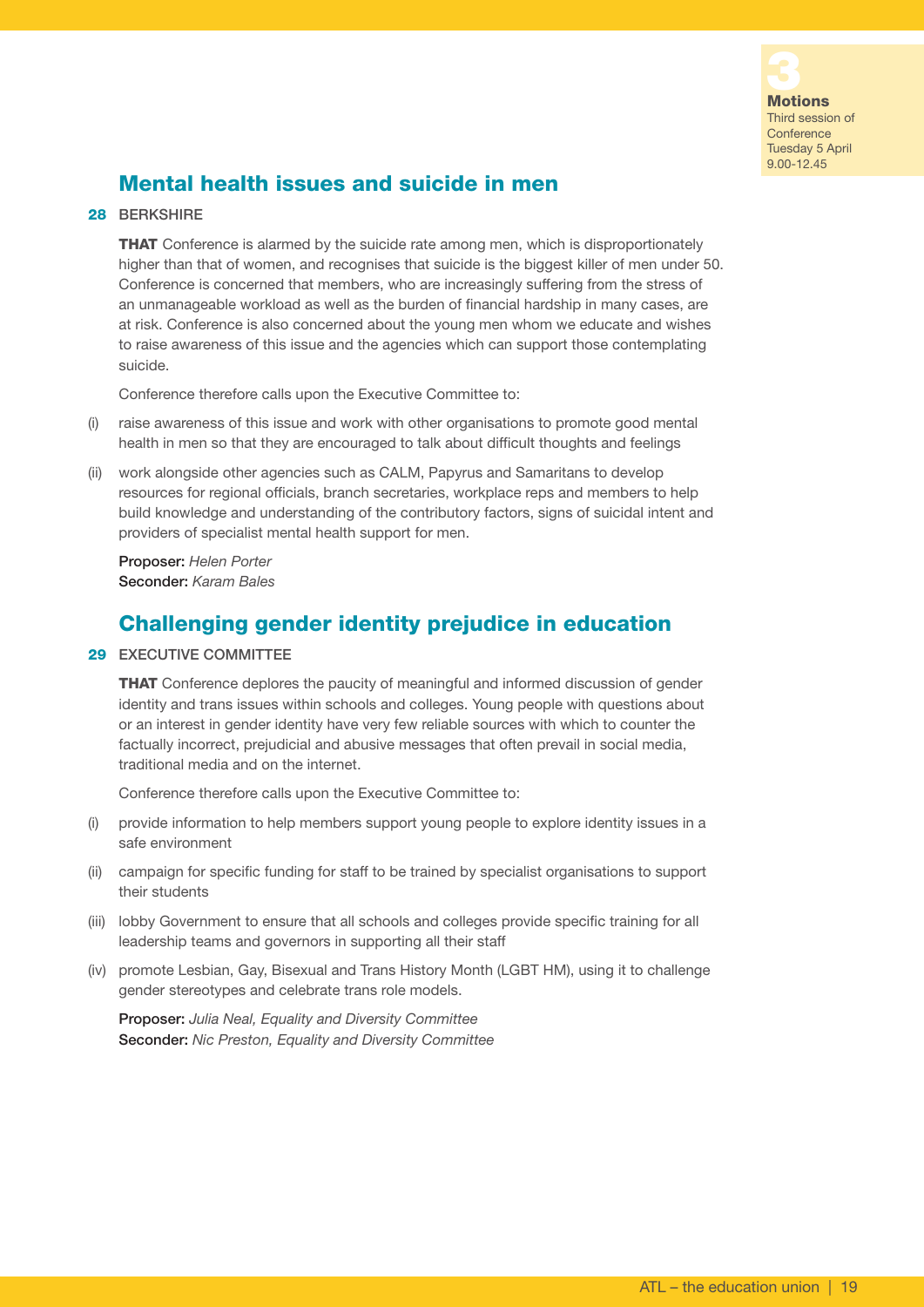**3**
**Motions**
Third session of Conference
Tuesday 5 April
9.00-12.45

## Mental health issues and suicide in men

**28** BERKSHIRE

**THAT** Conference is alarmed by the suicide rate among men, which is disproportionately higher than that of women, and recognises that suicide is the biggest killer of men under 50. Conference is concerned that members, who are increasingly suffering from the stress of an unmanageable workload as well as the burden of financial hardship in many cases, are at risk. Conference is also concerned about the young men whom we educate and wishes to raise awareness of this issue and the agencies which can support those contemplating suicide.

Conference therefore calls upon the Executive Committee to:

(i) raise awareness of this issue and work with other organisations to promote good mental health in men so that they are encouraged to talk about difficult thoughts and feelings

(ii) work alongside other agencies such as CALM, Papyrus and Samaritans to develop resources for regional officials, branch secretaries, workplace reps and members to help build knowledge and understanding of the contributory factors, signs of suicidal intent and providers of specialist mental health support for men.

**Proposer:** *Helen Porter*
**Seconder:** *Karam Bales*

## Challenging gender identity prejudice in education

**29** EXECUTIVE COMMITTEE

**THAT** Conference deplores the paucity of meaningful and informed discussion of gender identity and trans issues within schools and colleges. Young people with questions about or an interest in gender identity have very few reliable sources with which to counter the factually incorrect, prejudicial and abusive messages that often prevail in social media, traditional media and on the internet.

Conference therefore calls upon the Executive Committee to:

(i) provide information to help members support young people to explore identity issues in a safe environment

(ii) campaign for specific funding for staff to be trained by specialist organisations to support their students

(iii) lobby Government to ensure that all schools and colleges provide specific training for all leadership teams and governors in supporting all their staff

(iv) promote Lesbian, Gay, Bisexual and Trans History Month (LGBT HM), using it to challenge gender stereotypes and celebrate trans role models.

**Proposer:** *Julia Neal, Equality and Diversity Committee*
**Seconder:** *Nic Preston, Equality and Diversity Committee*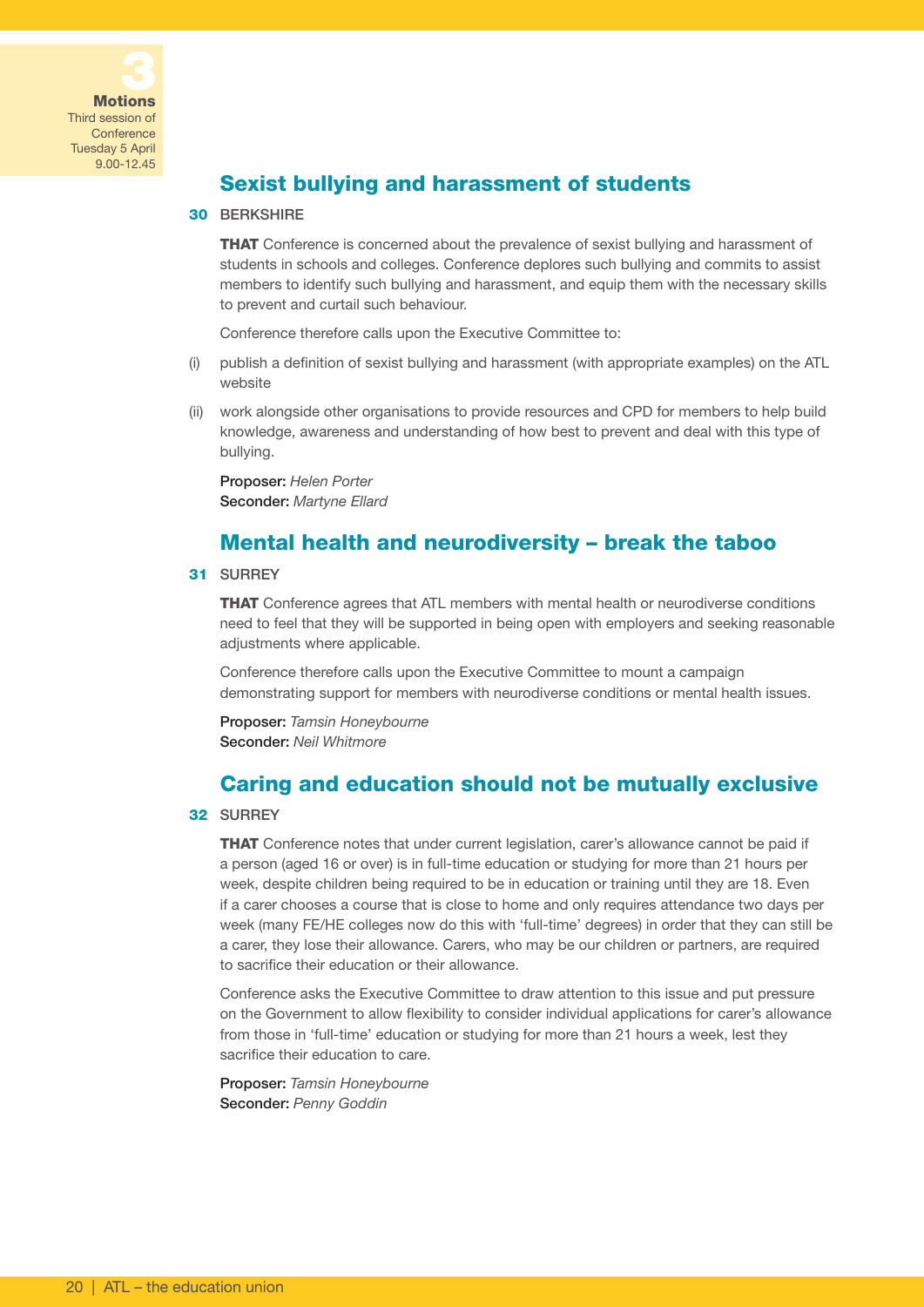3

**Motions**
Third session of Conference
Tuesday 5 April
9.00-12.45

## Sexist bullying and harassment of students

**30** BERKSHIRE

**THAT** Conference is concerned about the prevalence of sexist bullying and harassment of students in schools and colleges. Conference deplores such bullying and commits to assist members to identify such bullying and harassment, and equip them with the necessary skills to prevent and curtail such behaviour.

Conference therefore calls upon the Executive Committee to:

(i) publish a definition of sexist bullying and harassment (with appropriate examples) on the ATL website

(ii) work alongside other organisations to provide resources and CPD for members to help build knowledge, awareness and understanding of how best to prevent and deal with this type of bullying.

**Proposer:** *Helen Porter*
**Seconder:** *Martyne Ellard*

## Mental health and neurodiversity – break the taboo

**31** SURREY

**THAT** Conference agrees that ATL members with mental health or neurodiverse conditions need to feel that they will be supported in being open with employers and seeking reasonable adjustments where applicable.

Conference therefore calls upon the Executive Committee to mount a campaign demonstrating support for members with neurodiverse conditions or mental health issues.

**Proposer:** *Tamsin Honeybourne*
**Seconder:** *Neil Whitmore*

## Caring and education should not be mutually exclusive

**32** SURREY

**THAT** Conference notes that under current legislation, carer's allowance cannot be paid if a person (aged 16 or over) is in full-time education or studying for more than 21 hours per week, despite children being required to be in education or training until they are 18. Even if a carer chooses a course that is close to home and only requires attendance two days per week (many FE/HE colleges now do this with 'full-time' degrees) in order that they can still be a carer, they lose their allowance. Carers, who may be our children or partners, are required to sacrifice their education or their allowance.

Conference asks the Executive Committee to draw attention to this issue and put pressure on the Government to allow flexibility to consider individual applications for carer's allowance from those in 'full-time' education or studying for more than 21 hours a week, lest they sacrifice their education to care.

**Proposer:** *Tamsin Honeybourne*
**Seconder:** *Penny Goddin*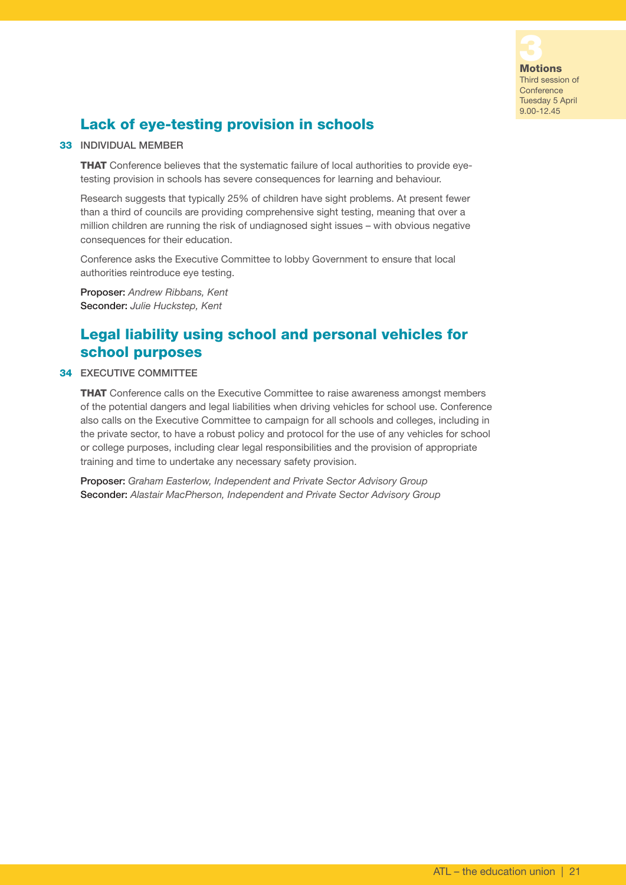## Lack of eye-testing provision in schools

**33** INDIVIDUAL MEMBER

**THAT** Conference believes that the systematic failure of local authorities to provide eye-testing provision in schools has severe consequences for learning and behaviour.

Research suggests that typically 25% of children have sight problems. At present fewer than a third of councils are providing comprehensive sight testing, meaning that over a million children are running the risk of undiagnosed sight issues – with obvious negative consequences for their education.

Conference asks the Executive Committee to lobby Government to ensure that local authorities reintroduce eye testing.

**Proposer:** *Andrew Ribbans, Kent*
**Seconder:** *Julie Huckstep, Kent*

## Legal liability using school and personal vehicles for school purposes

**34** EXECUTIVE COMMITTEE

**THAT** Conference calls on the Executive Committee to raise awareness amongst members of the potential dangers and legal liabilities when driving vehicles for school use. Conference also calls on the Executive Committee to campaign for all schools and colleges, including in the private sector, to have a robust policy and protocol for the use of any vehicles for school or college purposes, including clear legal responsibilities and the provision of appropriate training and time to undertake any necessary safety provision.

**Proposer:** *Graham Easterlow, Independent and Private Sector Advisory Group*
**Seconder:** *Alastair MacPherson, Independent and Private Sector Advisory Group*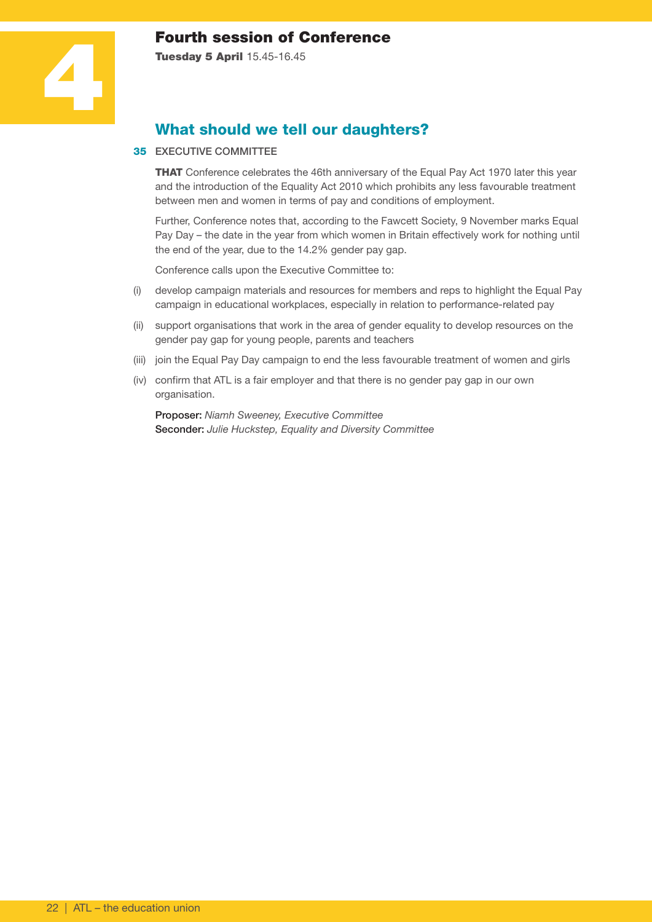# 4 Fourth session of Conference

**Tuesday 5 April** 15.45-16.45

## What should we tell our daughters?

**35** EXECUTIVE COMMITTEE

**THAT** Conference celebrates the 46th anniversary of the Equal Pay Act 1970 later this year and the introduction of the Equality Act 2010 which prohibits any less favourable treatment between men and women in terms of pay and conditions of employment.

Further, Conference notes that, according to the Fawcett Society, 9 November marks Equal Pay Day – the date in the year from which women in Britain effectively work for nothing until the end of the year, due to the 14.2% gender pay gap.

Conference calls upon the Executive Committee to:

(i) develop campaign materials and resources for members and reps to highlight the Equal Pay campaign in educational workplaces, especially in relation to performance-related pay

(ii) support organisations that work in the area of gender equality to develop resources on the gender pay gap for young people, parents and teachers

(iii) join the Equal Pay Day campaign to end the less favourable treatment of women and girls

(iv) confirm that ATL is a fair employer and that there is no gender pay gap in our own organisation.

**Proposer:** *Niamh Sweeney, Executive Committee*
**Seconder:** *Julie Huckstep, Equality and Diversity Committee*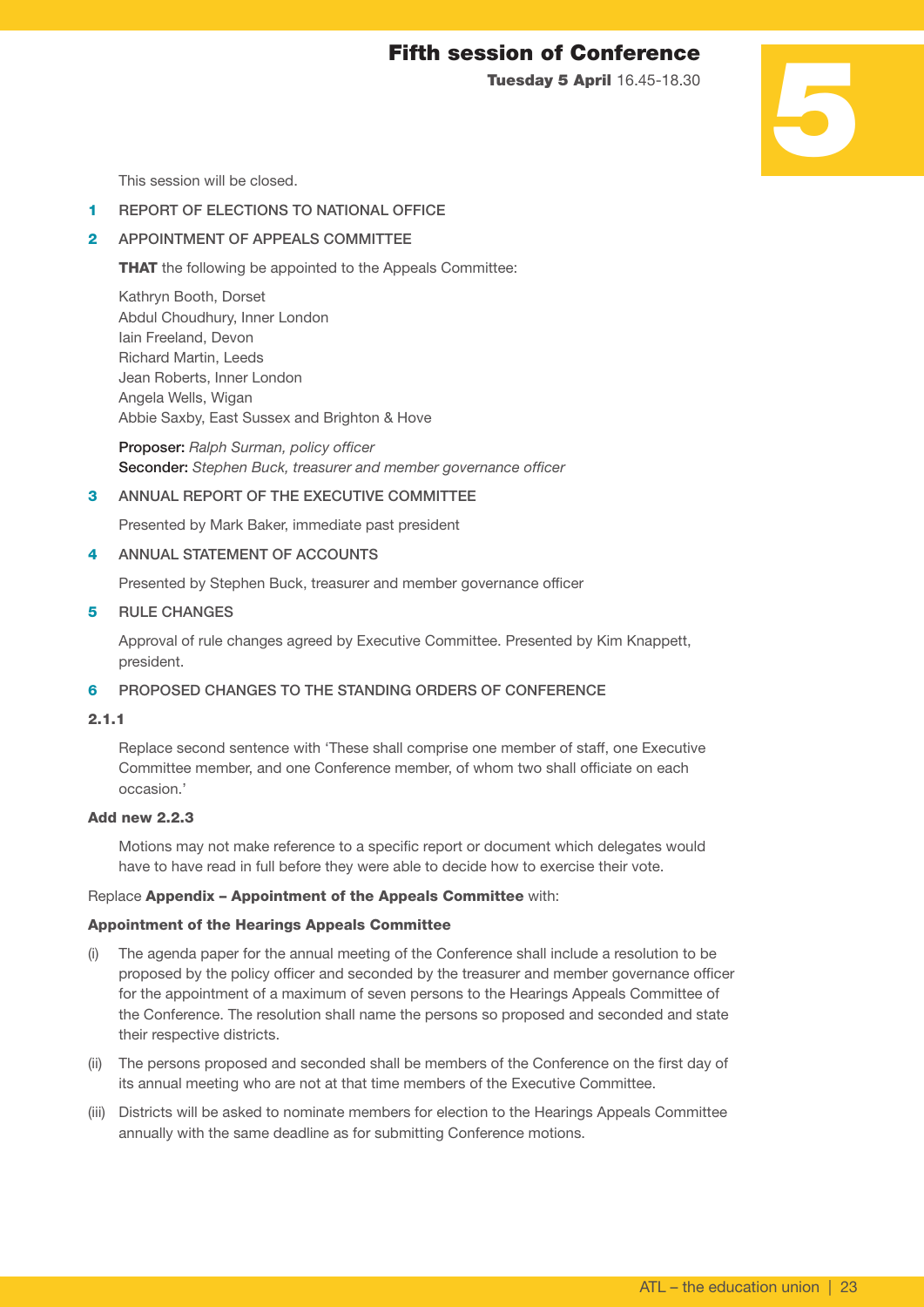# Fifth session of Conference

**Tuesday 5 April** 16.45-18.30

5

This session will be closed.

**1** REPORT OF ELECTIONS TO NATIONAL OFFICE

**2** APPOINTMENT OF APPEALS COMMITTEE

**THAT** the following be appointed to the Appeals Committee:

Kathryn Booth, Dorset
Abdul Choudhury, Inner London
Iain Freeland, Devon
Richard Martin, Leeds
Jean Roberts, Inner London
Angela Wells, Wigan
Abbie Saxby, East Sussex and Brighton & Hove

**Proposer:** *Ralph Surman, policy officer*
**Seconder:** *Stephen Buck, treasurer and member governance officer*

**3** ANNUAL REPORT OF THE EXECUTIVE COMMITTEE

Presented by Mark Baker, immediate past president

**4** ANNUAL STATEMENT OF ACCOUNTS

Presented by Stephen Buck, treasurer and member governance officer

**5** RULE CHANGES

Approval of rule changes agreed by Executive Committee. Presented by Kim Knappett, president.

**6** PROPOSED CHANGES TO THE STANDING ORDERS OF CONFERENCE

**2.1.1**

Replace second sentence with 'These shall comprise one member of staff, one Executive Committee member, and one Conference member, of whom two shall officiate on each occasion.'

**Add new 2.2.3**

Motions may not make reference to a specific report or document which delegates would have to have read in full before they were able to decide how to exercise their vote.

Replace **Appendix – Appointment of the Appeals Committee** with:

**Appointment of the Hearings Appeals Committee**

(i) The agenda paper for the annual meeting of the Conference shall include a resolution to be proposed by the policy officer and seconded by the treasurer and member governance officer for the appointment of a maximum of seven persons to the Hearings Appeals Committee of the Conference. The resolution shall name the persons so proposed and seconded and state their respective districts.

(ii) The persons proposed and seconded shall be members of the Conference on the first day of its annual meeting who are not at that time members of the Executive Committee.

(iii) Districts will be asked to nominate members for election to the Hearings Appeals Committee annually with the same deadline as for submitting Conference motions.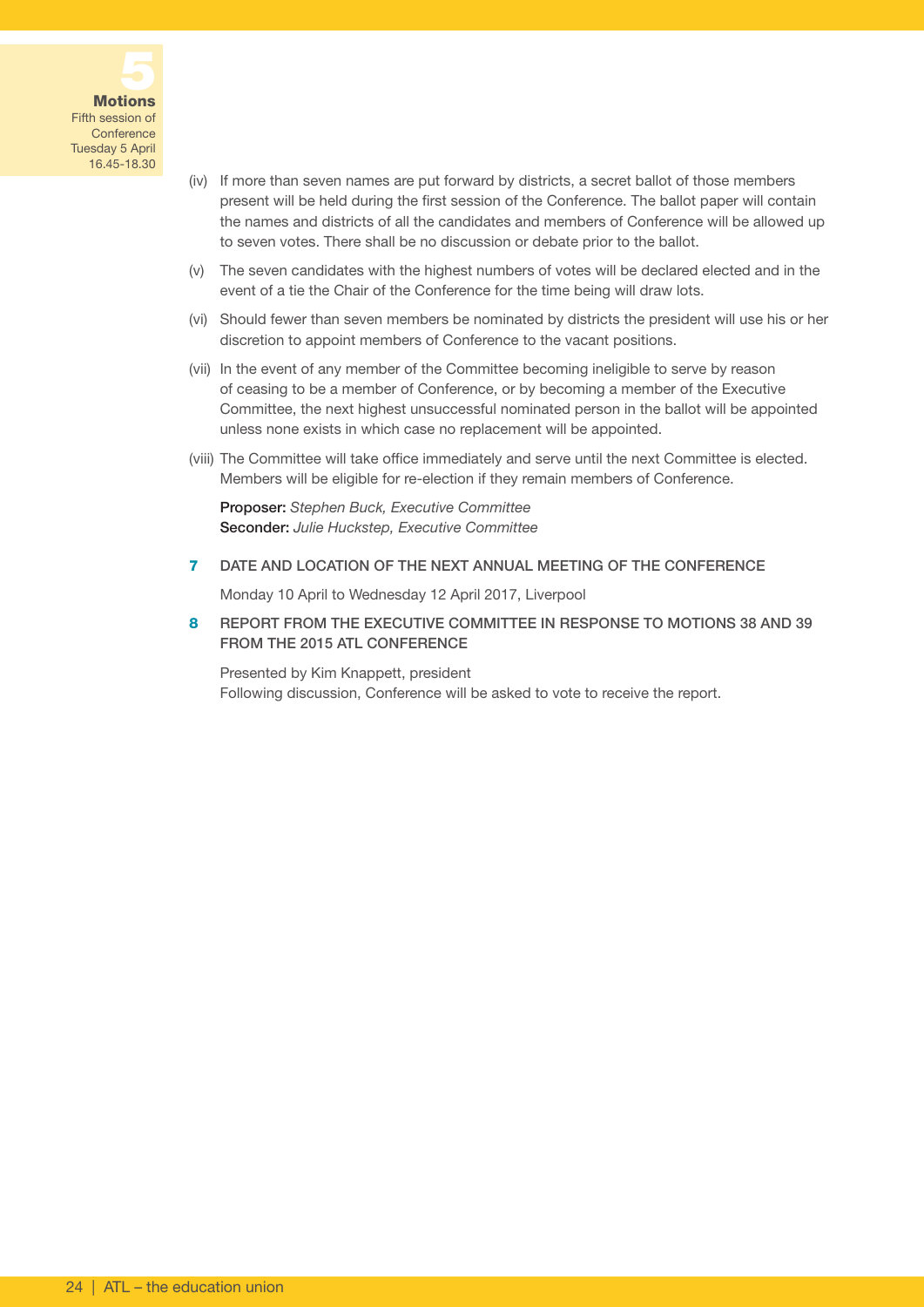(iv) If more than seven names are put forward by districts, a secret ballot of those members present will be held during the first session of the Conference. The ballot paper will contain the names and districts of all the candidates and members of Conference will be allowed up to seven votes. There shall be no discussion or debate prior to the ballot.

(v) The seven candidates with the highest numbers of votes will be declared elected and in the event of a tie the Chair of the Conference for the time being will draw lots.

(vi) Should fewer than seven members be nominated by districts the president will use his or her discretion to appoint members of Conference to the vacant positions.

(vii) In the event of any member of the Committee becoming ineligible to serve by reason of ceasing to be a member of Conference, or by becoming a member of the Executive Committee, the next highest unsuccessful nominated person in the ballot will be appointed unless none exists in which case no replacement will be appointed.

(viii) The Committee will take office immediately and serve until the next Committee is elected. Members will be eligible for re-election if they remain members of Conference.

**Proposer:** *Stephen Buck, Executive Committee*
**Seconder:** *Julie Huckstep, Executive Committee*

## 7 DATE AND LOCATION OF THE NEXT ANNUAL MEETING OF THE CONFERENCE

Monday 10 April to Wednesday 12 April 2017, Liverpool

## 8 REPORT FROM THE EXECUTIVE COMMITTEE IN RESPONSE TO MOTIONS 38 AND 39 FROM THE 2015 ATL CONFERENCE

Presented by Kim Knappett, president
Following discussion, Conference will be asked to vote to receive the report.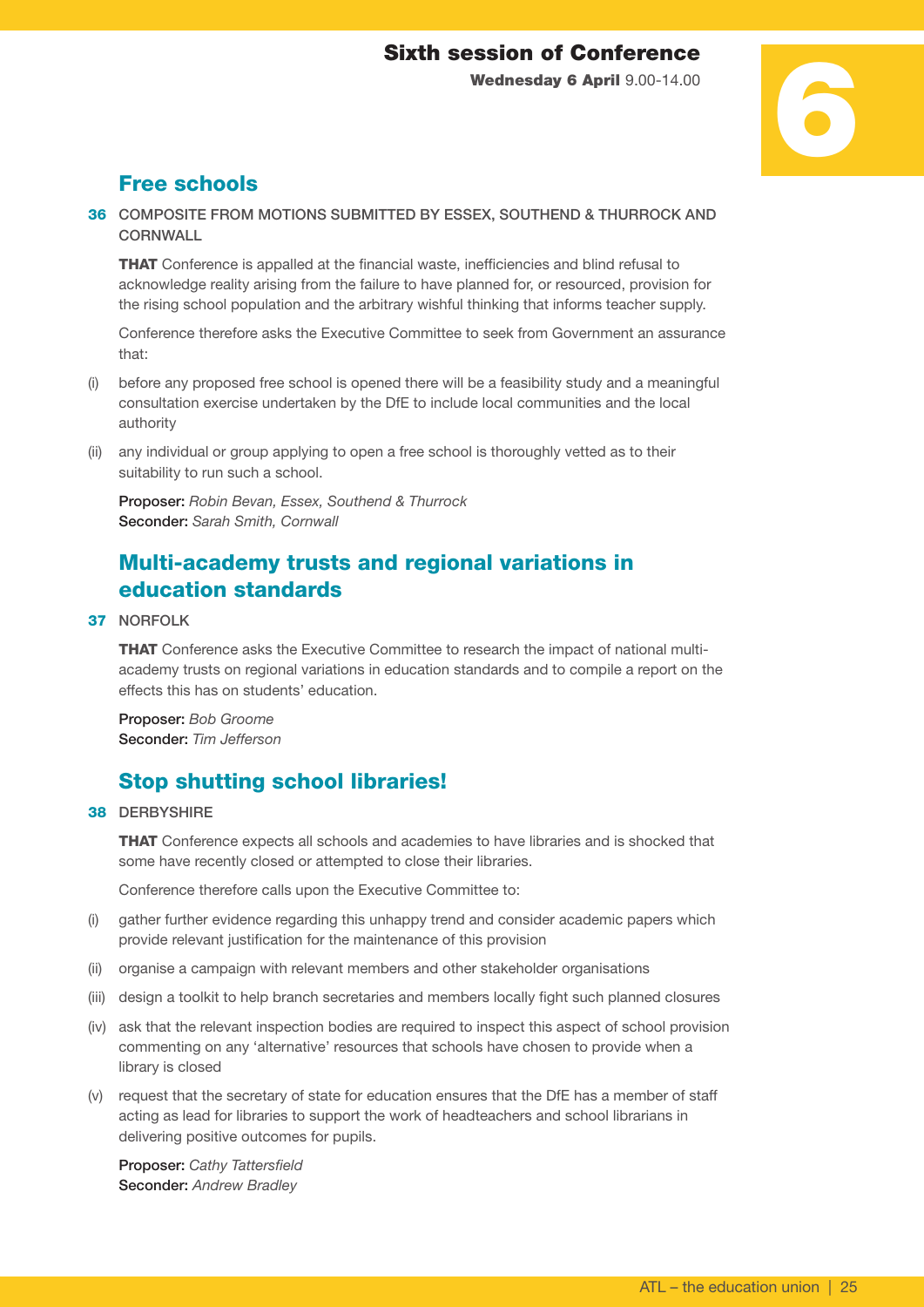# Sixth session of Conference

**Wednesday 6 April** 9.00-14.00

6

## Free schools

**36** COMPOSITE FROM MOTIONS SUBMITTED BY ESSEX, SOUTHEND & THURROCK AND CORNWALL

**THAT** Conference is appalled at the financial waste, inefficiencies and blind refusal to acknowledge reality arising from the failure to have planned for, or resourced, provision for the rising school population and the arbitrary wishful thinking that informs teacher supply.

Conference therefore asks the Executive Committee to seek from Government an assurance that:

(i) before any proposed free school is opened there will be a feasibility study and a meaningful consultation exercise undertaken by the DfE to include local communities and the local authority

(ii) any individual or group applying to open a free school is thoroughly vetted as to their suitability to run such a school.

**Proposer:** *Robin Bevan, Essex, Southend & Thurrock*
**Seconder:** *Sarah Smith, Cornwall*

## Multi-academy trusts and regional variations in education standards

**37** NORFOLK

**THAT** Conference asks the Executive Committee to research the impact of national multi-academy trusts on regional variations in education standards and to compile a report on the effects this has on students' education.

**Proposer:** *Bob Groome*
**Seconder:** *Tim Jefferson*

## Stop shutting school libraries!

**38** DERBYSHIRE

**THAT** Conference expects all schools and academies to have libraries and is shocked that some have recently closed or attempted to close their libraries.

Conference therefore calls upon the Executive Committee to:

(i) gather further evidence regarding this unhappy trend and consider academic papers which provide relevant justification for the maintenance of this provision

(ii) organise a campaign with relevant members and other stakeholder organisations

(iii) design a toolkit to help branch secretaries and members locally fight such planned closures

(iv) ask that the relevant inspection bodies are required to inspect this aspect of school provision commenting on any 'alternative' resources that schools have chosen to provide when a library is closed

(v) request that the secretary of state for education ensures that the DfE has a member of staff acting as lead for libraries to support the work of headteachers and school librarians in delivering positive outcomes for pupils.

**Proposer:** *Cathy Tattersfield*
**Seconder:** *Andrew Bradley*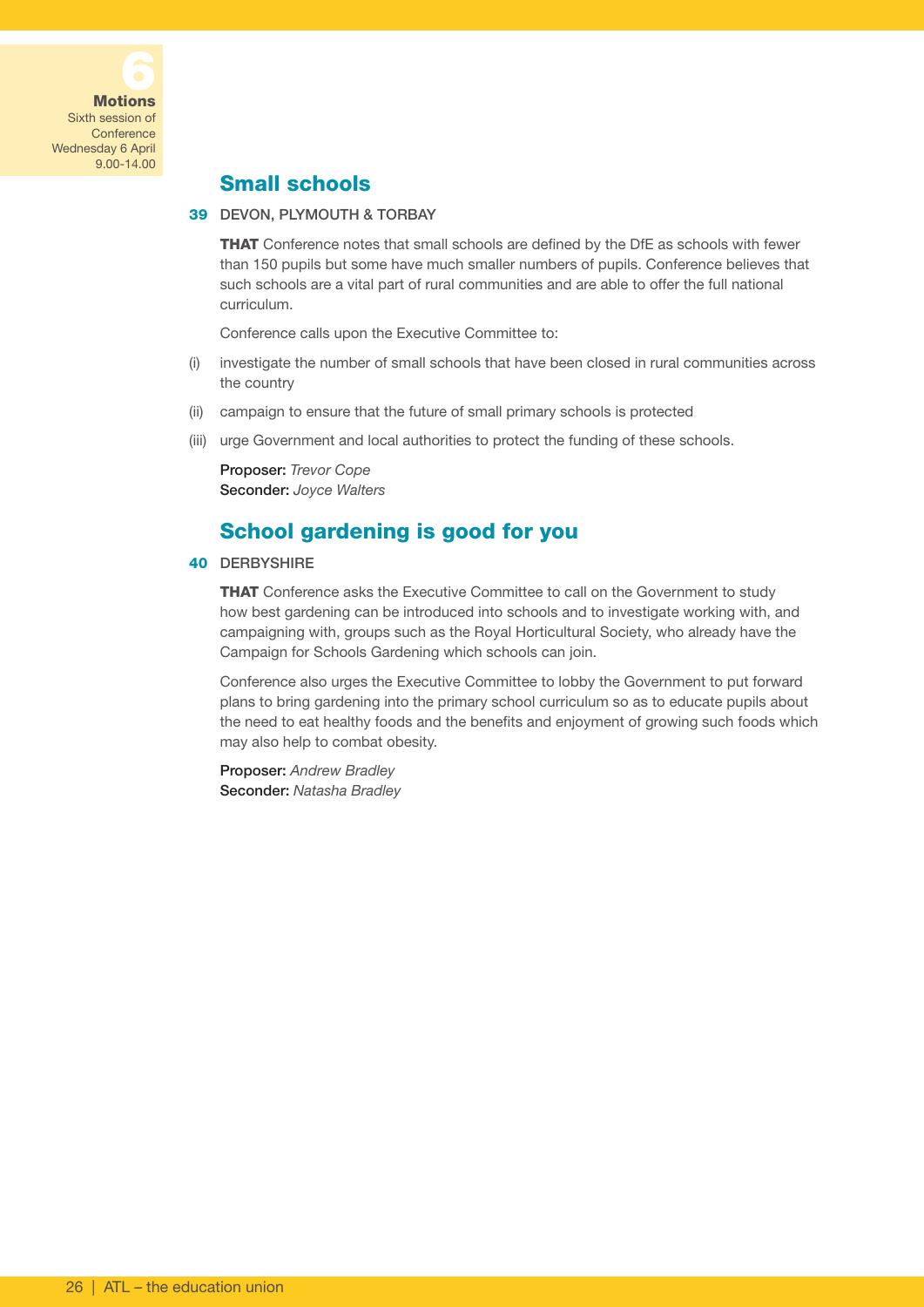6
**Motions**
Sixth session of Conference
Wednesday 6 April
9.00-14.00

## Small schools

**39** DEVON, PLYMOUTH & TORBAY

**THAT** Conference notes that small schools are defined by the DfE as schools with fewer than 150 pupils but some have much smaller numbers of pupils. Conference believes that such schools are a vital part of rural communities and are able to offer the full national curriculum.

Conference calls upon the Executive Committee to:

(i) investigate the number of small schools that have been closed in rural communities across the country

(ii) campaign to ensure that the future of small primary schools is protected

(iii) urge Government and local authorities to protect the funding of these schools.

**Proposer:** *Trevor Cope*
**Seconder:** *Joyce Walters*

## School gardening is good for you

**40** DERBYSHIRE

**THAT** Conference asks the Executive Committee to call on the Government to study how best gardening can be introduced into schools and to investigate working with, and campaigning with, groups such as the Royal Horticultural Society, who already have the Campaign for Schools Gardening which schools can join.

Conference also urges the Executive Committee to lobby the Government to put forward plans to bring gardening into the primary school curriculum so as to educate pupils about the need to eat healthy foods and the benefits and enjoyment of growing such foods which may also help to combat obesity.

**Proposer:** *Andrew Bradley*
**Seconder:** *Natasha Bradley*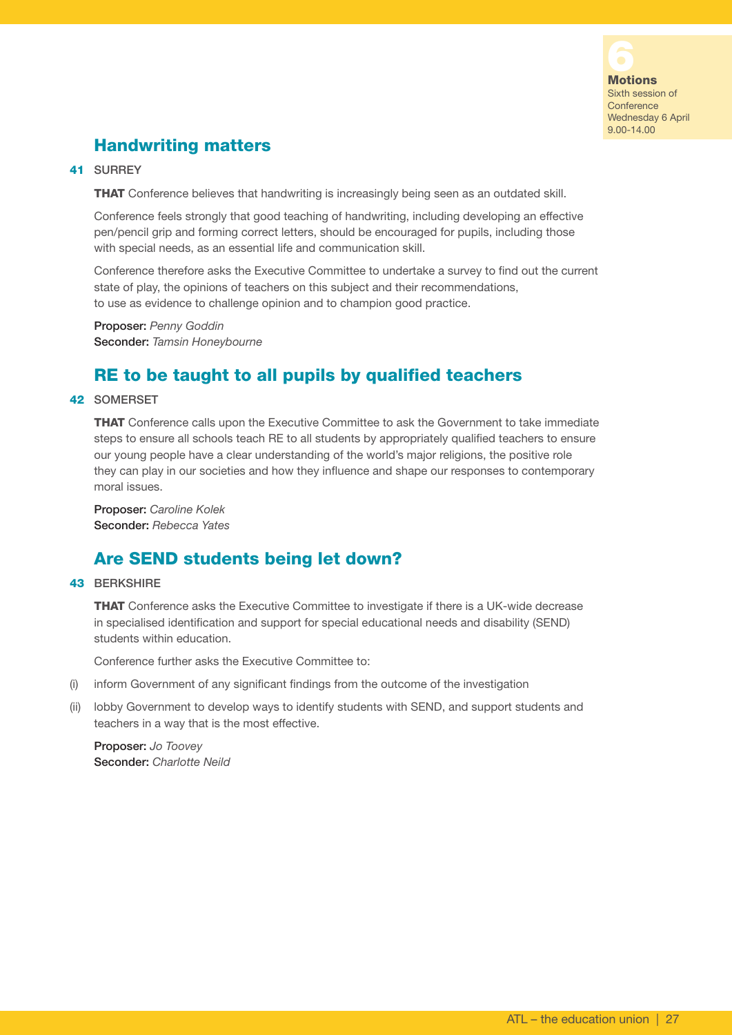## Handwriting matters

**41** SURREY

**THAT** Conference believes that handwriting is increasingly being seen as an outdated skill.

Conference feels strongly that good teaching of handwriting, including developing an effective pen/pencil grip and forming correct letters, should be encouraged for pupils, including those with special needs, as an essential life and communication skill.

Conference therefore asks the Executive Committee to undertake a survey to find out the current state of play, the opinions of teachers on this subject and their recommendations, to use as evidence to challenge opinion and to champion good practice.

**Proposer:** *Penny Goddin*
**Seconder:** *Tamsin Honeybourne*

## RE to be taught to all pupils by qualified teachers

**42** SOMERSET

**THAT** Conference calls upon the Executive Committee to ask the Government to take immediate steps to ensure all schools teach RE to all students by appropriately qualified teachers to ensure our young people have a clear understanding of the world's major religions, the positive role they can play in our societies and how they influence and shape our responses to contemporary moral issues.

**Proposer:** *Caroline Kolek*
**Seconder:** *Rebecca Yates*

## Are SEND students being let down?

**43** BERKSHIRE

**THAT** Conference asks the Executive Committee to investigate if there is a UK-wide decrease in specialised identification and support for special educational needs and disability (SEND) students within education.

Conference further asks the Executive Committee to:

(i) inform Government of any significant findings from the outcome of the investigation

(ii) lobby Government to develop ways to identify students with SEND, and support students and teachers in a way that is the most effective.

**Proposer:** *Jo Toovey*
**Seconder:** *Charlotte Neild*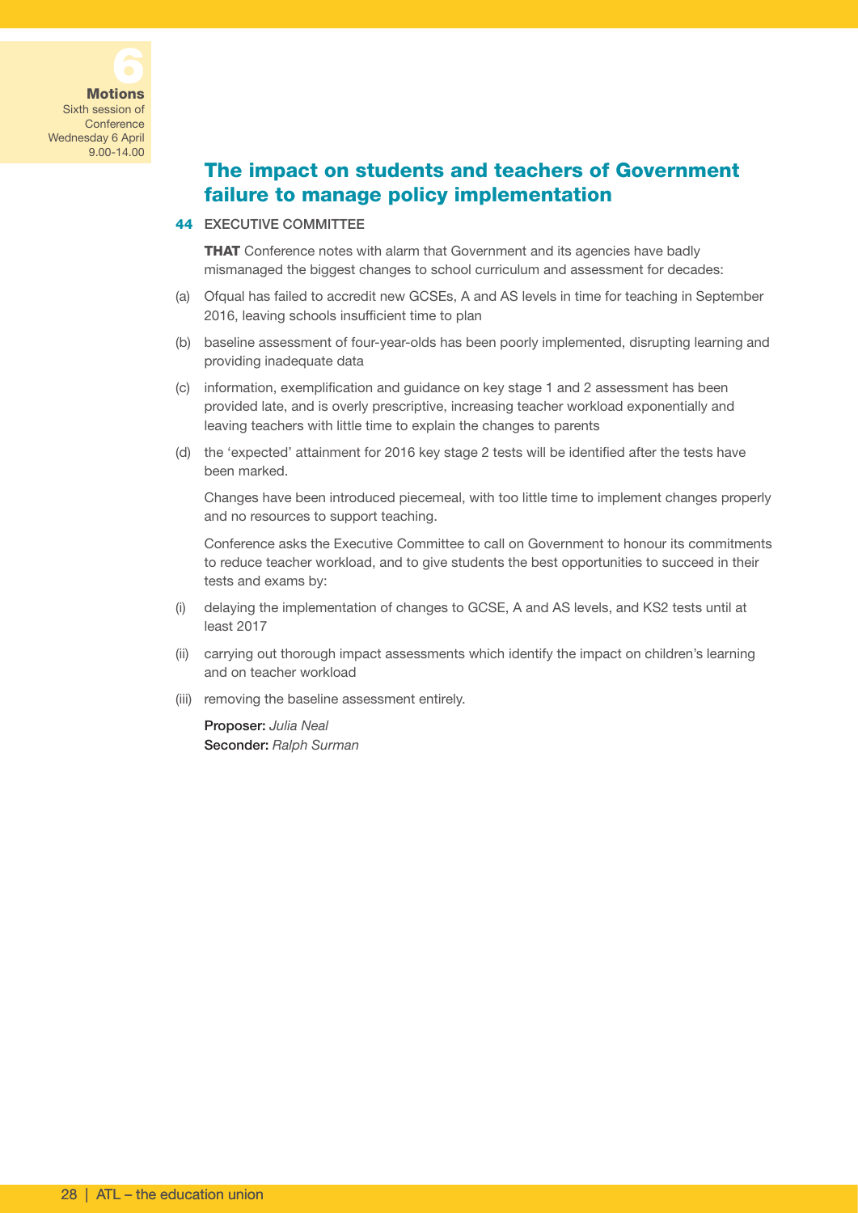## The impact on students and teachers of Government failure to manage policy implementation

**44** EXECUTIVE COMMITTEE

**THAT** Conference notes with alarm that Government and its agencies have badly mismanaged the biggest changes to school curriculum and assessment for decades:

(a) Ofqual has failed to accredit new GCSEs, A and AS levels in time for teaching in September 2016, leaving schools insufficient time to plan

(b) baseline assessment of four-year-olds has been poorly implemented, disrupting learning and providing inadequate data

(c) information, exemplification and guidance on key stage 1 and 2 assessment has been provided late, and is overly prescriptive, increasing teacher workload exponentially and leaving teachers with little time to explain the changes to parents

(d) the 'expected' attainment for 2016 key stage 2 tests will be identified after the tests have been marked.

Changes have been introduced piecemeal, with too little time to implement changes properly and no resources to support teaching.

Conference asks the Executive Committee to call on Government to honour its commitments to reduce teacher workload, and to give students the best opportunities to succeed in their tests and exams by:

(i) delaying the implementation of changes to GCSE, A and AS levels, and KS2 tests until at least 2017

(ii) carrying out thorough impact assessments which identify the impact on children's learning and on teacher workload

(iii) removing the baseline assessment entirely.

**Proposer:** *Julia Neal*
**Seconder:** *Ralph Surman*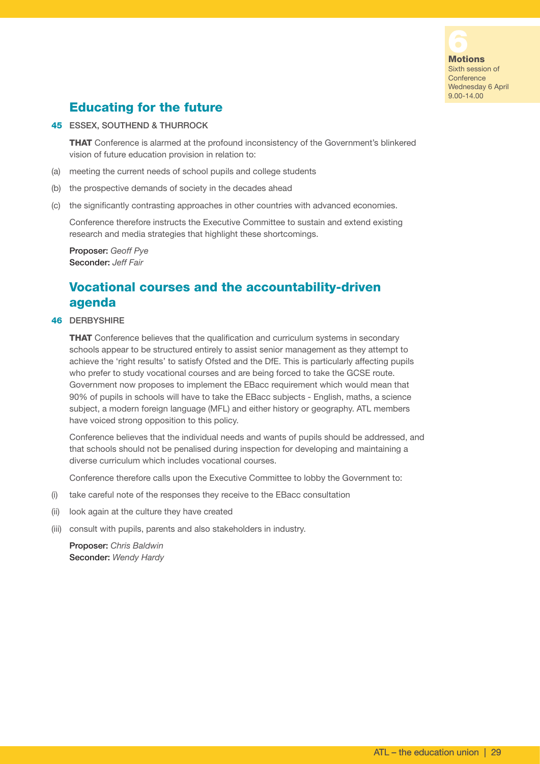## Educating for the future

**45** ESSEX, SOUTHEND & THURROCK

**THAT** Conference is alarmed at the profound inconsistency of the Government's blinkered vision of future education provision in relation to:

(a) meeting the current needs of school pupils and college students

(b) the prospective demands of society in the decades ahead

(c) the significantly contrasting approaches in other countries with advanced economies.

Conference therefore instructs the Executive Committee to sustain and extend existing research and media strategies that highlight these shortcomings.

**Proposer:** *Geoff Pye*
**Seconder:** *Jeff Fair*

## Vocational courses and the accountability-driven agenda

**46** DERBYSHIRE

**THAT** Conference believes that the qualification and curriculum systems in secondary schools appear to be structured entirely to assist senior management as they attempt to achieve the 'right results' to satisfy Ofsted and the DfE. This is particularly affecting pupils who prefer to study vocational courses and are being forced to take the GCSE route. Government now proposes to implement the EBacc requirement which would mean that 90% of pupils in schools will have to take the EBacc subjects - English, maths, a science subject, a modern foreign language (MFL) and either history or geography. ATL members have voiced strong opposition to this policy.

Conference believes that the individual needs and wants of pupils should be addressed, and that schools should not be penalised during inspection for developing and maintaining a diverse curriculum which includes vocational courses.

Conference therefore calls upon the Executive Committee to lobby the Government to:

(i) take careful note of the responses they receive to the EBacc consultation

(ii) look again at the culture they have created

(iii) consult with pupils, parents and also stakeholders in industry.

**Proposer:** *Chris Baldwin*
**Seconder:** *Wendy Hardy*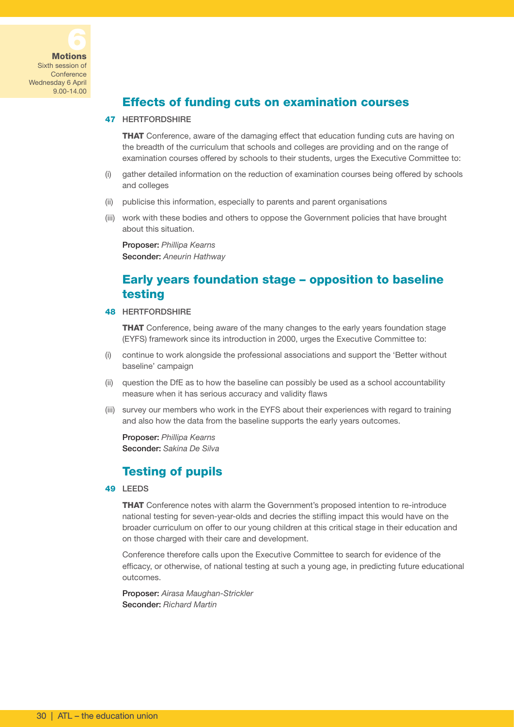## Effects of funding cuts on examination courses

**47** HERTFORDSHIRE

**THAT** Conference, aware of the damaging effect that education funding cuts are having on the breadth of the curriculum that schools and colleges are providing and on the range of examination courses offered by schools to their students, urges the Executive Committee to:

(i) gather detailed information on the reduction of examination courses being offered by schools and colleges

(ii) publicise this information, especially to parents and parent organisations

(iii) work with these bodies and others to oppose the Government policies that have brought about this situation.

**Proposer:** *Phillipa Kearns*
**Seconder:** *Aneurin Hathway*

## Early years foundation stage – opposition to baseline testing

**48** HERTFORDSHIRE

**THAT** Conference, being aware of the many changes to the early years foundation stage (EYFS) framework since its introduction in 2000, urges the Executive Committee to:

(i) continue to work alongside the professional associations and support the 'Better without baseline' campaign

(ii) question the DfE as to how the baseline can possibly be used as a school accountability measure when it has serious accuracy and validity flaws

(iii) survey our members who work in the EYFS about their experiences with regard to training and also how the data from the baseline supports the early years outcomes.

**Proposer:** *Phillipa Kearns*
**Seconder:** *Sakina De Silva*

## Testing of pupils

**49** LEEDS

**THAT** Conference notes with alarm the Government's proposed intention to re-introduce national testing for seven-year-olds and decries the stifling impact this would have on the broader curriculum on offer to our young children at this critical stage in their education and on those charged with their care and development.

Conference therefore calls upon the Executive Committee to search for evidence of the efficacy, or otherwise, of national testing at such a young age, in predicting future educational outcomes.

**Proposer:** *Airasa Maughan-Strickler*
**Seconder:** *Richard Martin*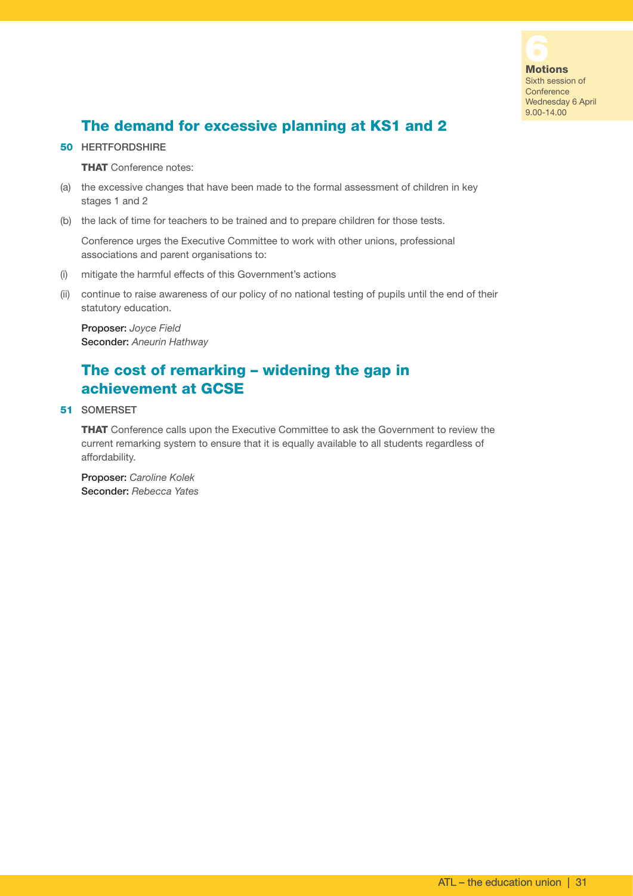**6**
**Motions**
Sixth session of Conference
Wednesday 6 April
9.00-14.00

## The demand for excessive planning at KS1 and 2

**50** HERTFORDSHIRE

**THAT** Conference notes:

(a) the excessive changes that have been made to the formal assessment of children in key stages 1 and 2

(b) the lack of time for teachers to be trained and to prepare children for those tests.

Conference urges the Executive Committee to work with other unions, professional associations and parent organisations to:

(i) mitigate the harmful effects of this Government's actions

(ii) continue to raise awareness of our policy of no national testing of pupils until the end of their statutory education.

**Proposer:** *Joyce Field*
**Seconder:** *Aneurin Hathway*

## The cost of remarking – widening the gap in achievement at GCSE

**51** SOMERSET

**THAT** Conference calls upon the Executive Committee to ask the Government to review the current remarking system to ensure that it is equally available to all students regardless of affordability.

**Proposer:** *Caroline Kolek*
**Seconder:** *Rebecca Yates*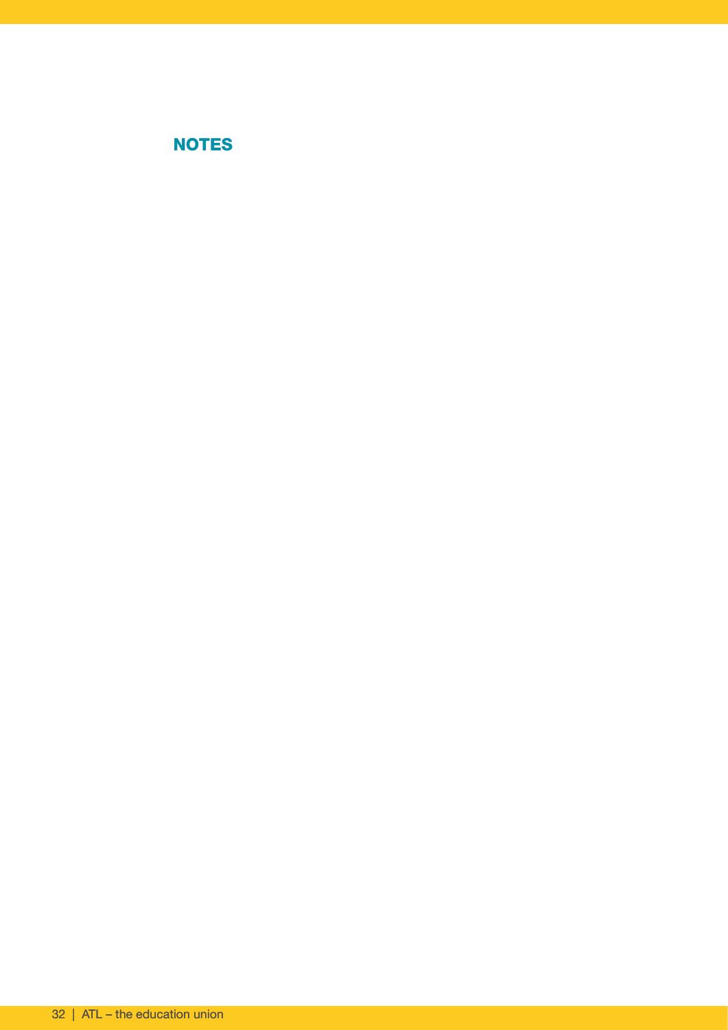## NOTES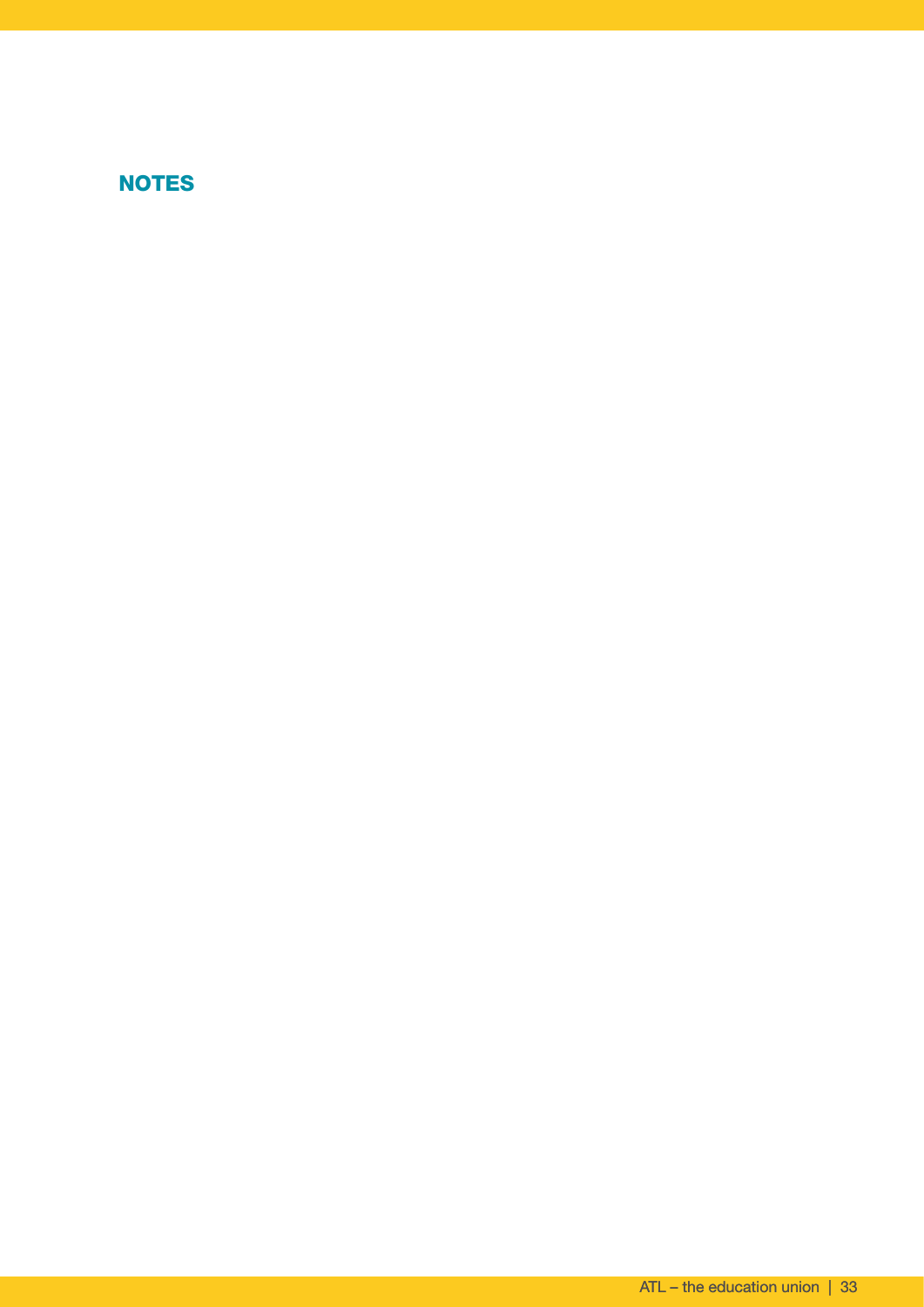## NOTES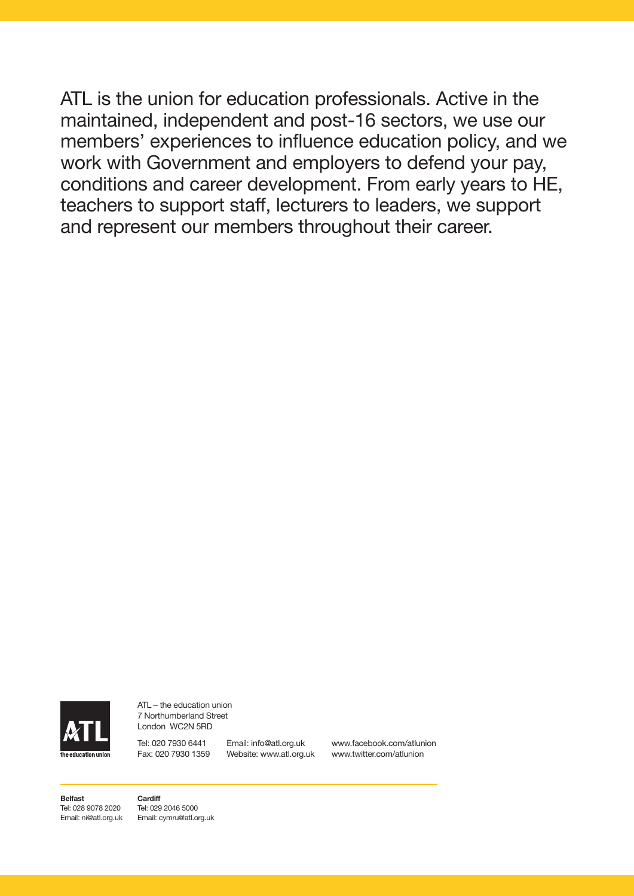ATL is the union for education professionals. Active in the maintained, independent and post-16 sectors, we use our members' experiences to influence education policy, and we work with Government and employers to defend your pay, conditions and career development. From early years to HE, teachers to support staff, lecturers to leaders, we support and represent our members throughout their career.

ATL – the education union
7 Northumberland Street
London WC2N 5RD

Tel: 020 7930 6441
Fax: 020 7930 1359

Email: info@atl.org.uk
Website: www.atl.org.uk

www.facebook.com/atlunion
www.twitter.com/atlunion

**Belfast**
Tel: 028 9078 2020
Email: ni@atl.org.uk

**Cardiff**
Tel: 029 2046 5000
Email: cymru@atl.org.uk